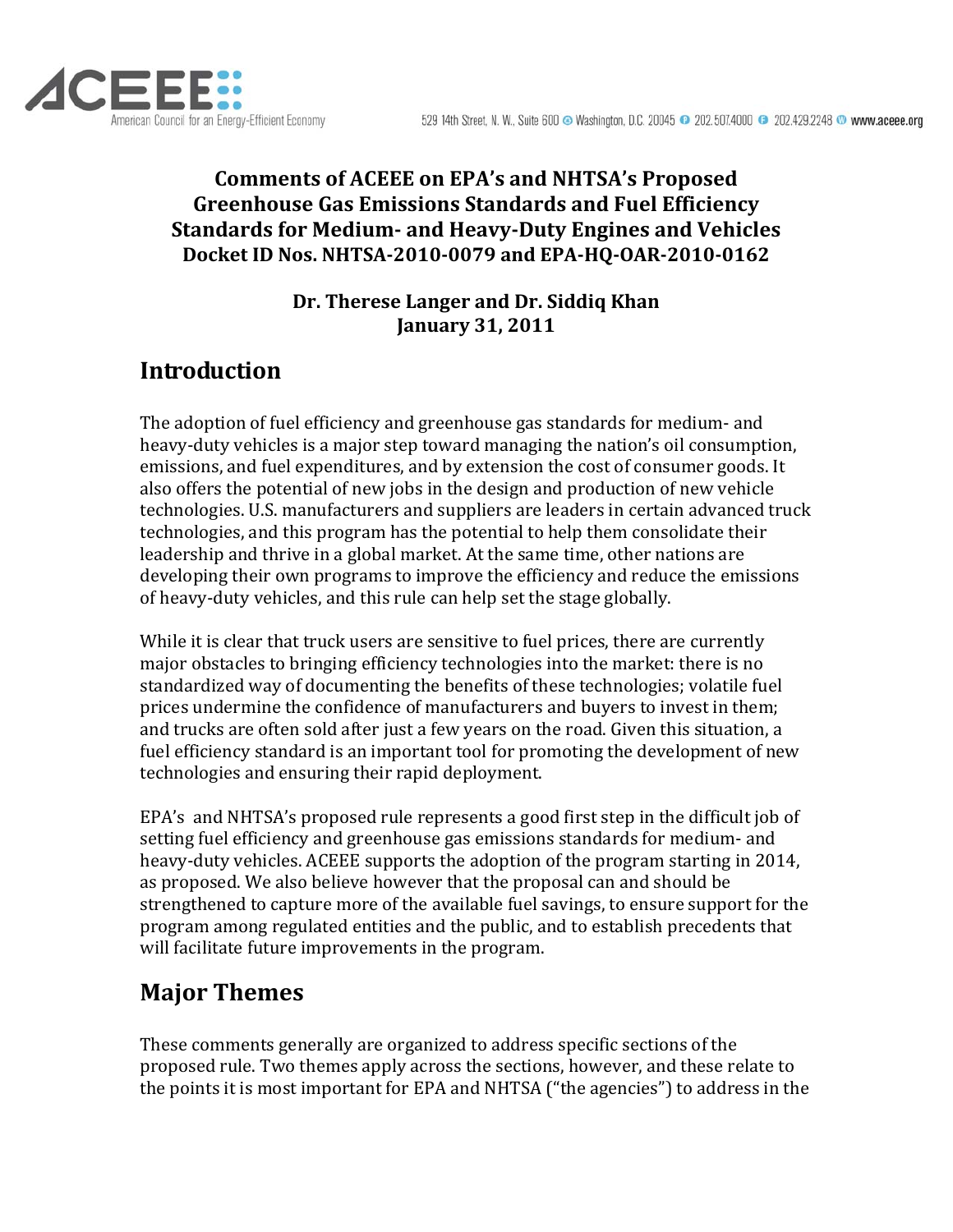# Comments of ACEEE on EPA's and NHTSA's Proposed Greenhouse Gas Emissions Standards and Fuel Efficiency Standards for Medium- and Heavy-Duty Engines and Vehicles Docket ID Nos. NHTSA-2010-0079 and EPA-HQ-OAR-2010-0162

**Dr. Therese Langer and Dr. Siddiq Khan**
**January 31, 2011**

## Introduction

The adoption of fuel efficiency and greenhouse gas standards for medium- and heavy-duty vehicles is a major step toward managing the nation's oil consumption, emissions, and fuel expenditures, and by extension the cost of consumer goods. It also offers the potential of new jobs in the design and production of new vehicle technologies. U.S. manufacturers and suppliers are leaders in certain advanced truck technologies, and this program has the potential to help them consolidate their leadership and thrive in a global market. At the same time, other nations are developing their own programs to improve the efficiency and reduce the emissions of heavy-duty vehicles, and this rule can help set the stage globally.

While it is clear that truck users are sensitive to fuel prices, there are currently major obstacles to bringing efficiency technologies into the market: there is no standardized way of documenting the benefits of these technologies; volatile fuel prices undermine the confidence of manufacturers and buyers to invest in them; and trucks are often sold after just a few years on the road. Given this situation, a fuel efficiency standard is an important tool for promoting the development of new technologies and ensuring their rapid deployment.

EPA's and NHTSA's proposed rule represents a good first step in the difficult job of setting fuel efficiency and greenhouse gas emissions standards for medium- and heavy-duty vehicles. ACEEE supports the adoption of the program starting in 2014, as proposed. We also believe however that the proposal can and should be strengthened to capture more of the available fuel savings, to ensure support for the program among regulated entities and the public, and to establish precedents that will facilitate future improvements in the program.

## Major Themes

These comments generally are organized to address specific sections of the proposed rule. Two themes apply across the sections, however, and these relate to the points it is most important for EPA and NHTSA ("the agencies") to address in the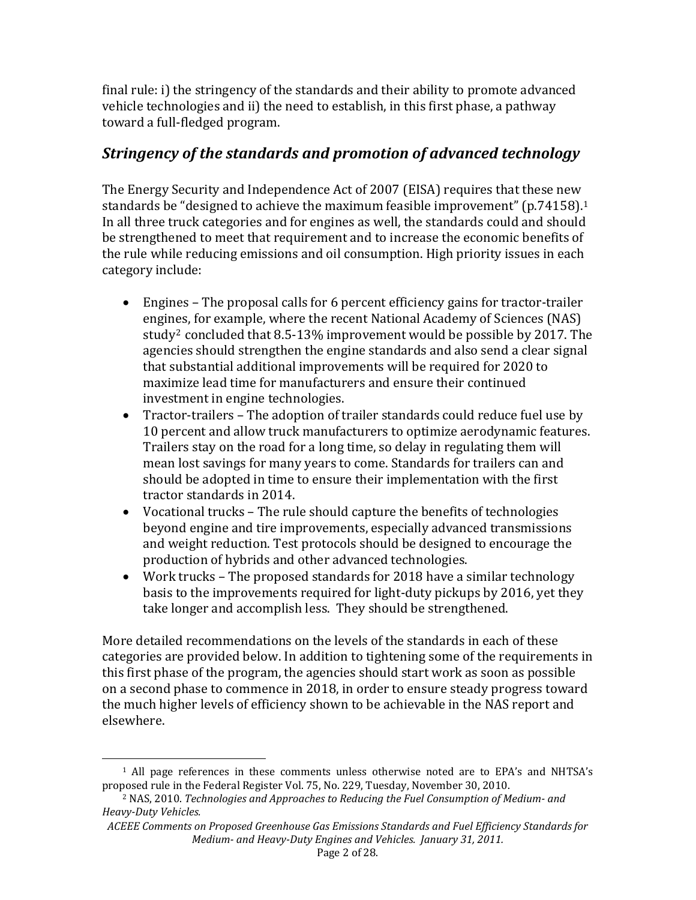final rule: i) the stringency of the standards and their ability to promote advanced vehicle technologies and ii) the need to establish, in this first phase, a pathway toward a full-fledged program.

## *Stringency of the standards and promotion of advanced technology*

The Energy Security and Independence Act of 2007 (EISA) requires that these new standards be "designed to achieve the maximum feasible improvement" (p.74158).[1] In all three truck categories and for engines as well, the standards could and should be strengthened to meet that requirement and to increase the economic benefits of the rule while reducing emissions and oil consumption. High priority issues in each category include:

- Engines – The proposal calls for 6 percent efficiency gains for tractor-trailer engines, for example, where the recent National Academy of Sciences (NAS) study[2] concluded that 8.5-13% improvement would be possible by 2017. The agencies should strengthen the engine standards and also send a clear signal that substantial additional improvements will be required for 2020 to maximize lead time for manufacturers and ensure their continued investment in engine technologies.
- Tractor-trailers – The adoption of trailer standards could reduce fuel use by 10 percent and allow truck manufacturers to optimize aerodynamic features. Trailers stay on the road for a long time, so delay in regulating them will mean lost savings for many years to come. Standards for trailers can and should be adopted in time to ensure their implementation with the first tractor standards in 2014.
- Vocational trucks – The rule should capture the benefits of technologies beyond engine and tire improvements, especially advanced transmissions and weight reduction. Test protocols should be designed to encourage the production of hybrids and other advanced technologies.
- Work trucks – The proposed standards for 2018 have a similar technology basis to the improvements required for light-duty pickups by 2016, yet they take longer and accomplish less. They should be strengthened.

More detailed recommendations on the levels of the standards in each of these categories are provided below. In addition to tightening some of the requirements in this first phase of the program, the agencies should start work as soon as possible on a second phase to commence in 2018, in order to ensure steady progress toward the much higher levels of efficiency shown to be achievable in the NAS report and elsewhere.

---

[1] All page references in these comments unless otherwise noted are to EPA's and NHTSA's proposed rule in the Federal Register Vol. 75, No. 229, Tuesday, November 30, 2010.

[2] NAS, 2010. *Technologies and Approaches to Reducing the Fuel Consumption of Medium- and Heavy-Duty Vehicles.*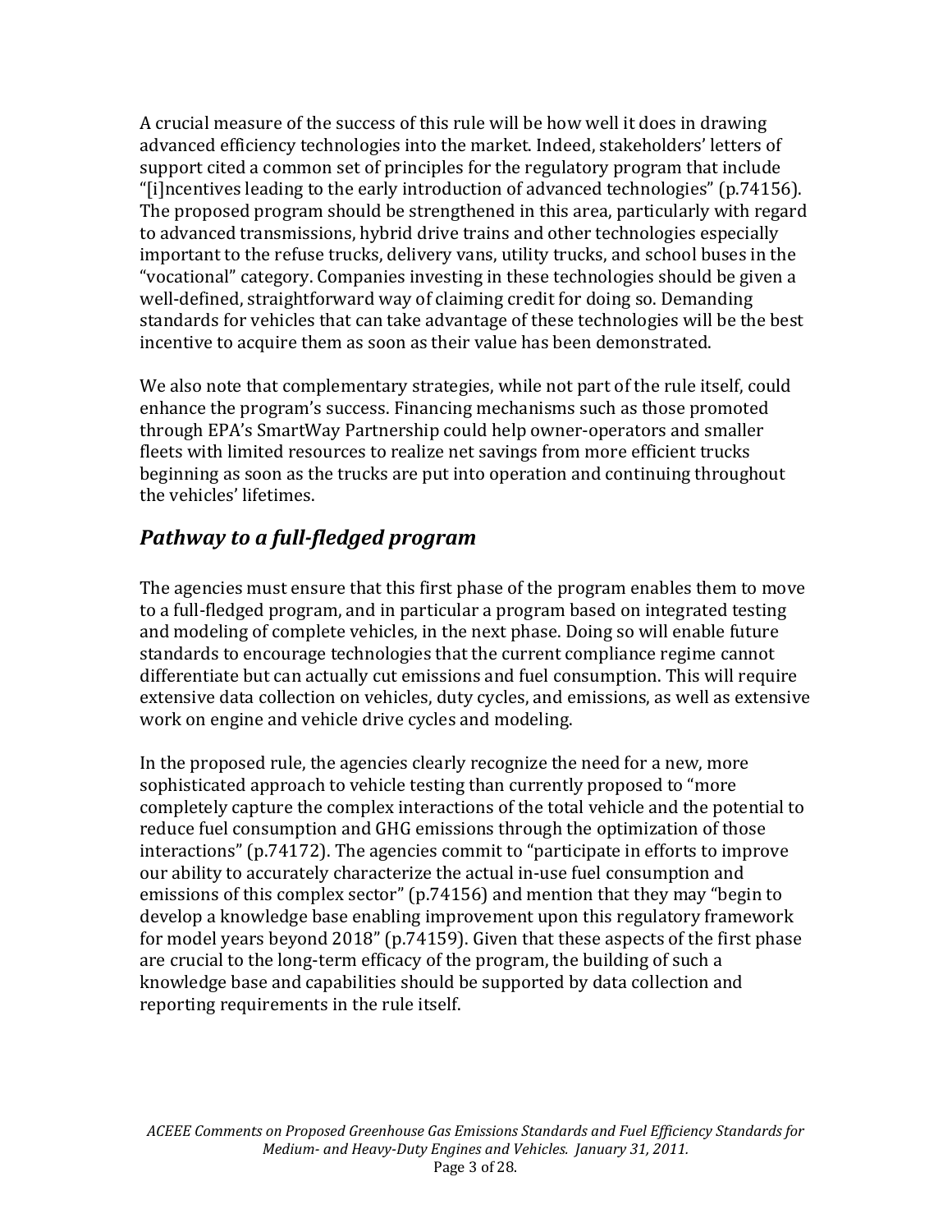A crucial measure of the success of this rule will be how well it does in drawing advanced efficiency technologies into the market. Indeed, stakeholders' letters of support cited a common set of principles for the regulatory program that include "[i]ncentives leading to the early introduction of advanced technologies" (p.74156). The proposed program should be strengthened in this area, particularly with regard to advanced transmissions, hybrid drive trains and other technologies especially important to the refuse trucks, delivery vans, utility trucks, and school buses in the "vocational" category. Companies investing in these technologies should be given a well-defined, straightforward way of claiming credit for doing so. Demanding standards for vehicles that can take advantage of these technologies will be the best incentive to acquire them as soon as their value has been demonstrated.

We also note that complementary strategies, while not part of the rule itself, could enhance the program's success. Financing mechanisms such as those promoted through EPA's SmartWay Partnership could help owner-operators and smaller fleets with limited resources to realize net savings from more efficient trucks beginning as soon as the trucks are put into operation and continuing throughout the vehicles' lifetimes.

## *Pathway to a full-fledged program*

The agencies must ensure that this first phase of the program enables them to move to a full-fledged program, and in particular a program based on integrated testing and modeling of complete vehicles, in the next phase. Doing so will enable future standards to encourage technologies that the current compliance regime cannot differentiate but can actually cut emissions and fuel consumption. This will require extensive data collection on vehicles, duty cycles, and emissions, as well as extensive work on engine and vehicle drive cycles and modeling.

In the proposed rule, the agencies clearly recognize the need for a new, more sophisticated approach to vehicle testing than currently proposed to "more completely capture the complex interactions of the total vehicle and the potential to reduce fuel consumption and GHG emissions through the optimization of those interactions" (p.74172). The agencies commit to "participate in efforts to improve our ability to accurately characterize the actual in-use fuel consumption and emissions of this complex sector" (p.74156) and mention that they may "begin to develop a knowledge base enabling improvement upon this regulatory framework for model years beyond 2018" (p.74159). Given that these aspects of the first phase are crucial to the long-term efficacy of the program, the building of such a knowledge base and capabilities should be supported by data collection and reporting requirements in the rule itself.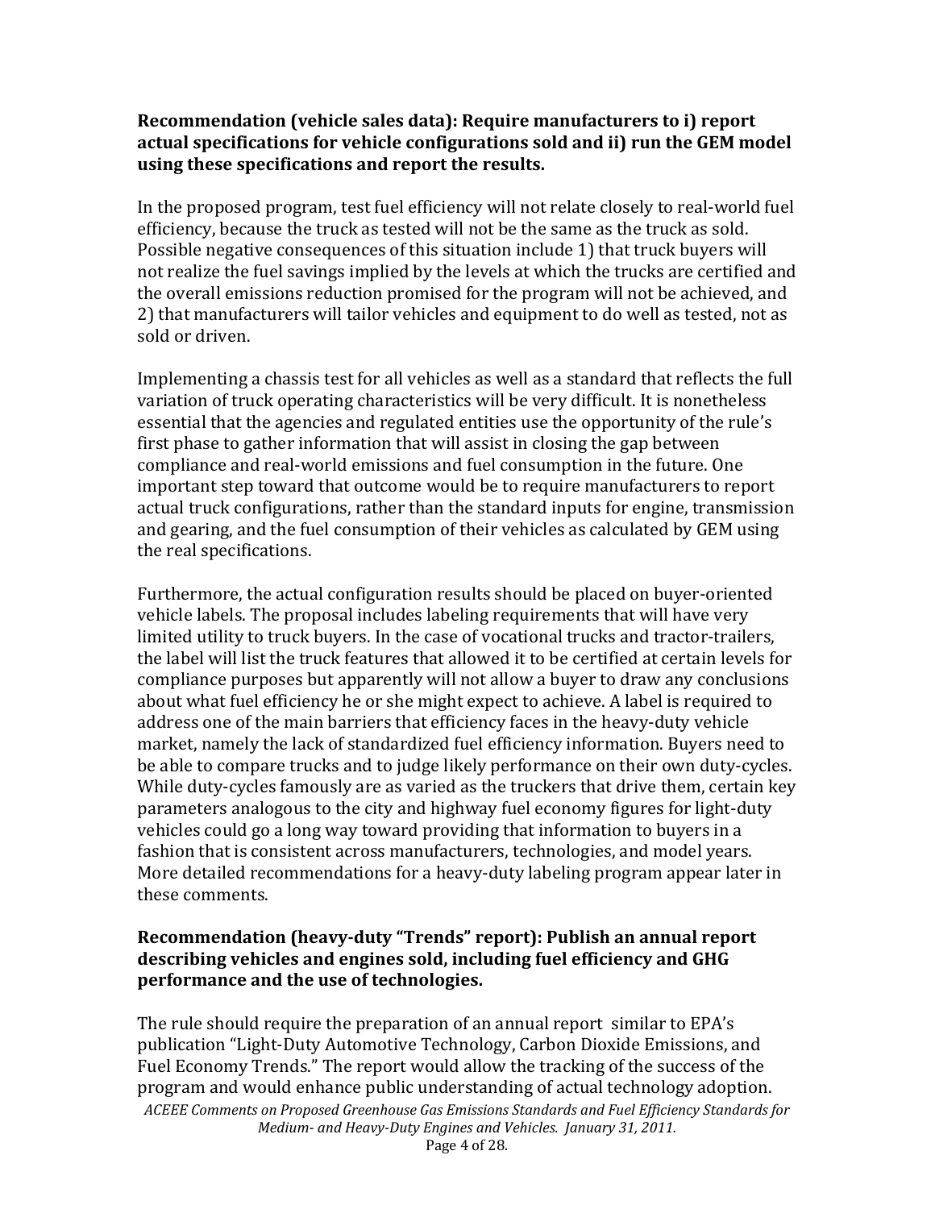**Recommendation (vehicle sales data): Require manufacturers to i) report actual specifications for vehicle configurations sold and ii) run the GEM model using these specifications and report the results.**

In the proposed program, test fuel efficiency will not relate closely to real-world fuel efficiency, because the truck as tested will not be the same as the truck as sold. Possible negative consequences of this situation include 1) that truck buyers will not realize the fuel savings implied by the levels at which the trucks are certified and the overall emissions reduction promised for the program will not be achieved, and 2) that manufacturers will tailor vehicles and equipment to do well as tested, not as sold or driven.

Implementing a chassis test for all vehicles as well as a standard that reflects the full variation of truck operating characteristics will be very difficult. It is nonetheless essential that the agencies and regulated entities use the opportunity of the rule's first phase to gather information that will assist in closing the gap between compliance and real-world emissions and fuel consumption in the future. One important step toward that outcome would be to require manufacturers to report actual truck configurations, rather than the standard inputs for engine, transmission and gearing, and the fuel consumption of their vehicles as calculated by GEM using the real specifications.

Furthermore, the actual configuration results should be placed on buyer-oriented vehicle labels. The proposal includes labeling requirements that will have very limited utility to truck buyers. In the case of vocational trucks and tractor-trailers, the label will list the truck features that allowed it to be certified at certain levels for compliance purposes but apparently will not allow a buyer to draw any conclusions about what fuel efficiency he or she might expect to achieve. A label is required to address one of the main barriers that efficiency faces in the heavy-duty vehicle market, namely the lack of standardized fuel efficiency information. Buyers need to be able to compare trucks and to judge likely performance on their own duty-cycles. While duty-cycles famously are as varied as the truckers that drive them, certain key parameters analogous to the city and highway fuel economy figures for light-duty vehicles could go a long way toward providing that information to buyers in a fashion that is consistent across manufacturers, technologies, and model years. More detailed recommendations for a heavy-duty labeling program appear later in these comments.

**Recommendation (heavy-duty "Trends" report): Publish an annual report describing vehicles and engines sold, including fuel efficiency and GHG performance and the use of technologies.**

The rule should require the preparation of an annual report similar to EPA's publication "Light-Duty Automotive Technology, Carbon Dioxide Emissions, and Fuel Economy Trends." The report would allow the tracking of the success of the program and would enhance public understanding of actual technology adoption.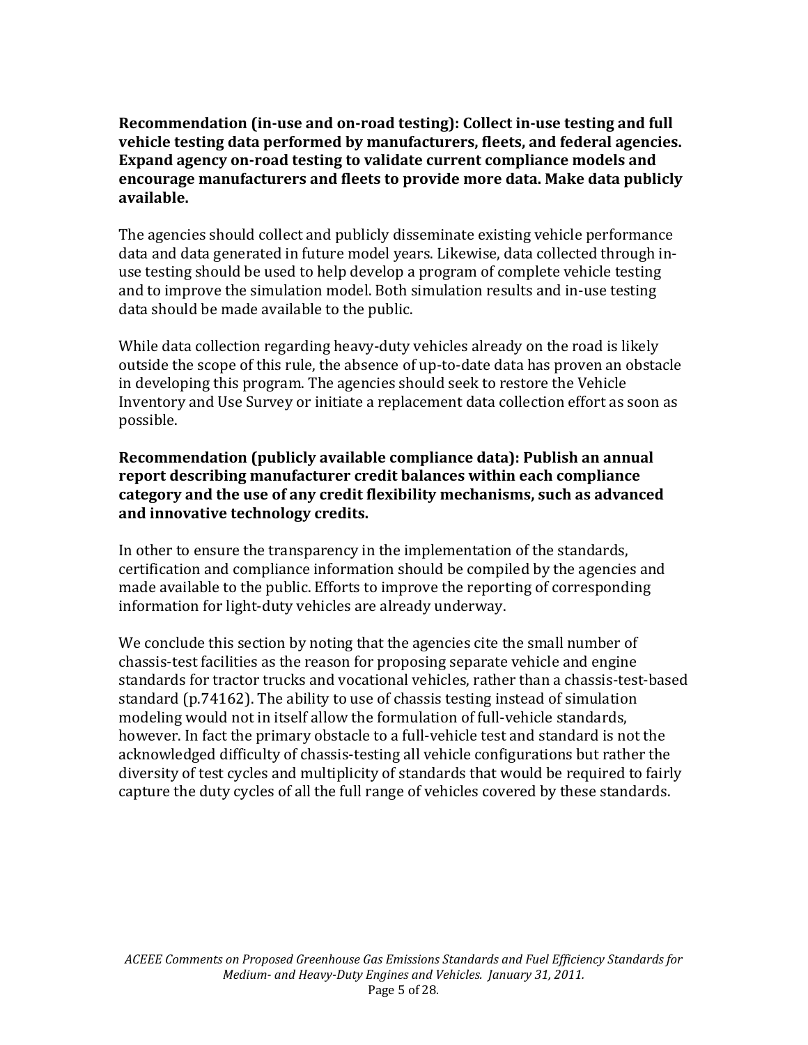**Recommendation (in-use and on-road testing): Collect in-use testing and full vehicle testing data performed by manufacturers, fleets, and federal agencies. Expand agency on-road testing to validate current compliance models and encourage manufacturers and fleets to provide more data. Make data publicly available.**

The agencies should collect and publicly disseminate existing vehicle performance data and data generated in future model years. Likewise, data collected through in-use testing should be used to help develop a program of complete vehicle testing and to improve the simulation model. Both simulation results and in-use testing data should be made available to the public.

While data collection regarding heavy-duty vehicles already on the road is likely outside the scope of this rule, the absence of up-to-date data has proven an obstacle in developing this program. The agencies should seek to restore the Vehicle Inventory and Use Survey or initiate a replacement data collection effort as soon as possible.

**Recommendation (publicly available compliance data): Publish an annual report describing manufacturer credit balances within each compliance category and the use of any credit flexibility mechanisms, such as advanced and innovative technology credits.**

In other to ensure the transparency in the implementation of the standards, certification and compliance information should be compiled by the agencies and made available to the public. Efforts to improve the reporting of corresponding information for light-duty vehicles are already underway.

We conclude this section by noting that the agencies cite the small number of chassis-test facilities as the reason for proposing separate vehicle and engine standards for tractor trucks and vocational vehicles, rather than a chassis-test-based standard (p.74162). The ability to use of chassis testing instead of simulation modeling would not in itself allow the formulation of full-vehicle standards, however. In fact the primary obstacle to a full-vehicle test and standard is not the acknowledged difficulty of chassis-testing all vehicle configurations but rather the diversity of test cycles and multiplicity of standards that would be required to fairly capture the duty cycles of all the full range of vehicles covered by these standards.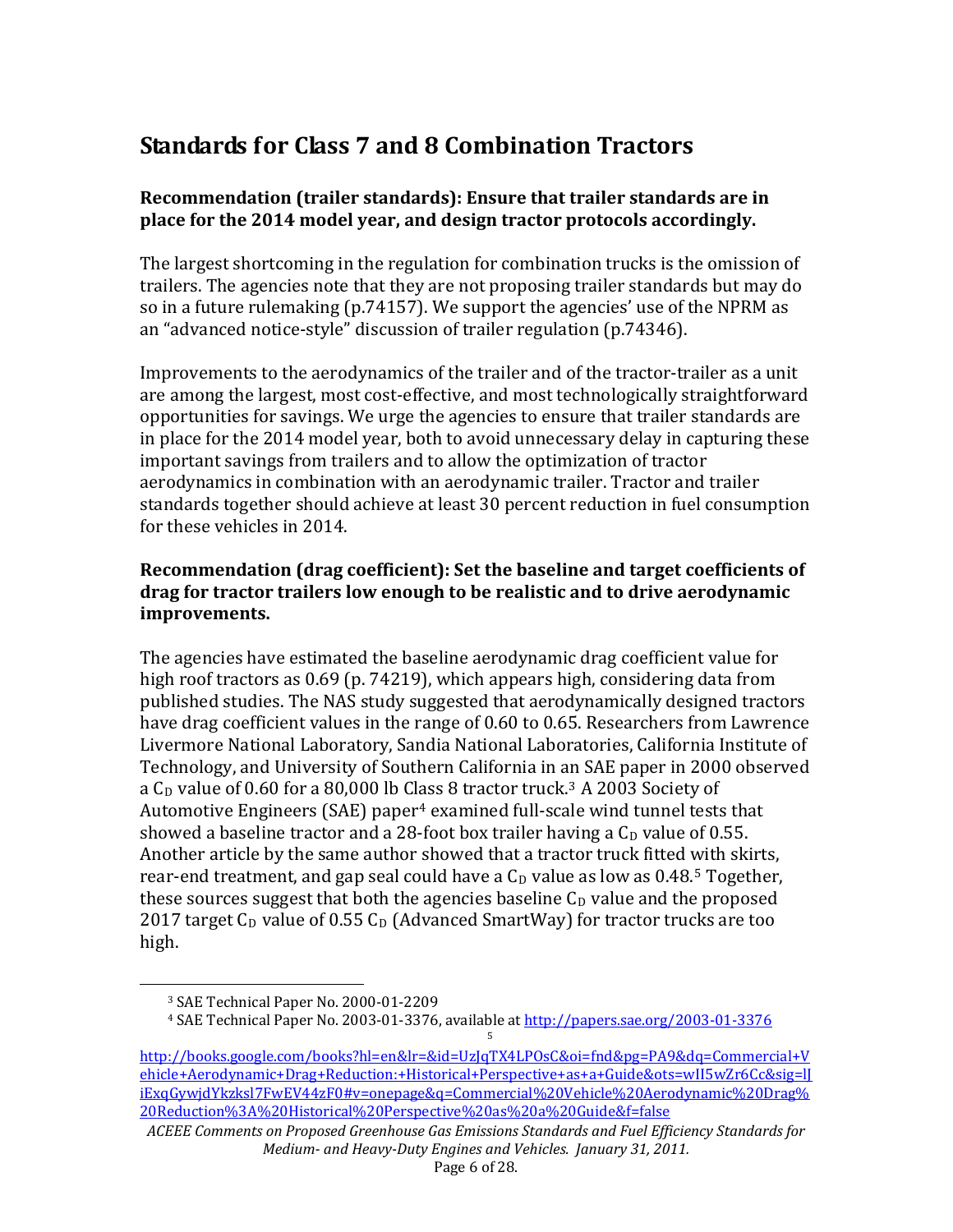## Standards for Class 7 and 8 Combination Tractors

### Recommendation (trailer standards): Ensure that trailer standards are in place for the 2014 model year, and design tractor protocols accordingly.

The largest shortcoming in the regulation for combination trucks is the omission of trailers. The agencies note that they are not proposing trailer standards but may do so in a future rulemaking (p.74157). We support the agencies' use of the NPRM as an "advanced notice-style" discussion of trailer regulation (p.74346).

Improvements to the aerodynamics of the trailer and of the tractor-trailer as a unit are among the largest, most cost-effective, and most technologically straightforward opportunities for savings. We urge the agencies to ensure that trailer standards are in place for the 2014 model year, both to avoid unnecessary delay in capturing these important savings from trailers and to allow the optimization of tractor aerodynamics in combination with an aerodynamic trailer. Tractor and trailer standards together should achieve at least 30 percent reduction in fuel consumption for these vehicles in 2014.

### Recommendation (drag coefficient): Set the baseline and target coefficients of drag for tractor trailers low enough to be realistic and to drive aerodynamic improvements.

The agencies have estimated the baseline aerodynamic drag coefficient value for high roof tractors as 0.69 (p. 74219), which appears high, considering data from published studies. The NAS study suggested that aerodynamically designed tractors have drag coefficient values in the range of 0.60 to 0.65. Researchers from Lawrence Livermore National Laboratory, Sandia National Laboratories, California Institute of Technology, and University of Southern California in an SAE paper in 2000 observed a $C_D$ value of 0.60 for a 80,000 lb Class 8 tractor truck.[3] A 2003 Society of Automotive Engineers (SAE) paper[4] examined full-scale wind tunnel tests that showed a baseline tractor and a 28-foot box trailer having a $C_D$ value of 0.55. Another article by the same author showed that a tractor truck fitted with skirts, rear-end treatment, and gap seal could have a $C_D$ value as low as 0.48.[5] Together, these sources suggest that both the agencies baseline $C_D$ value and the proposed 2017 target $C_D$ value of 0.55 $C_D$ (Advanced SmartWay) for tractor trucks are too high.

---

[3] SAE Technical Paper No. 2000-01-2209

[4] SAE Technical Paper No. 2003-01-3376, available at http://papers.sae.org/2003-01-3376

[5] http://books.google.com/books?hl=en&lr=&id=UzJqTX4LPOsC&oi=fnd&pg=PA9&dq=Commercial+Vehicle+Aerodynamic+Drag+Reduction:+Historical+Perspective+as+a+Guide&ots=wII5wZr6Cc&sig=lJiExqGywjdYkzksl7FwEV44zF0#v=onepage&q=Commercial%20Vehicle%20Aerodynamic%20Drag%20Reduction%3A%20Historical%20Perspective%20as%20a%20Guide&f=false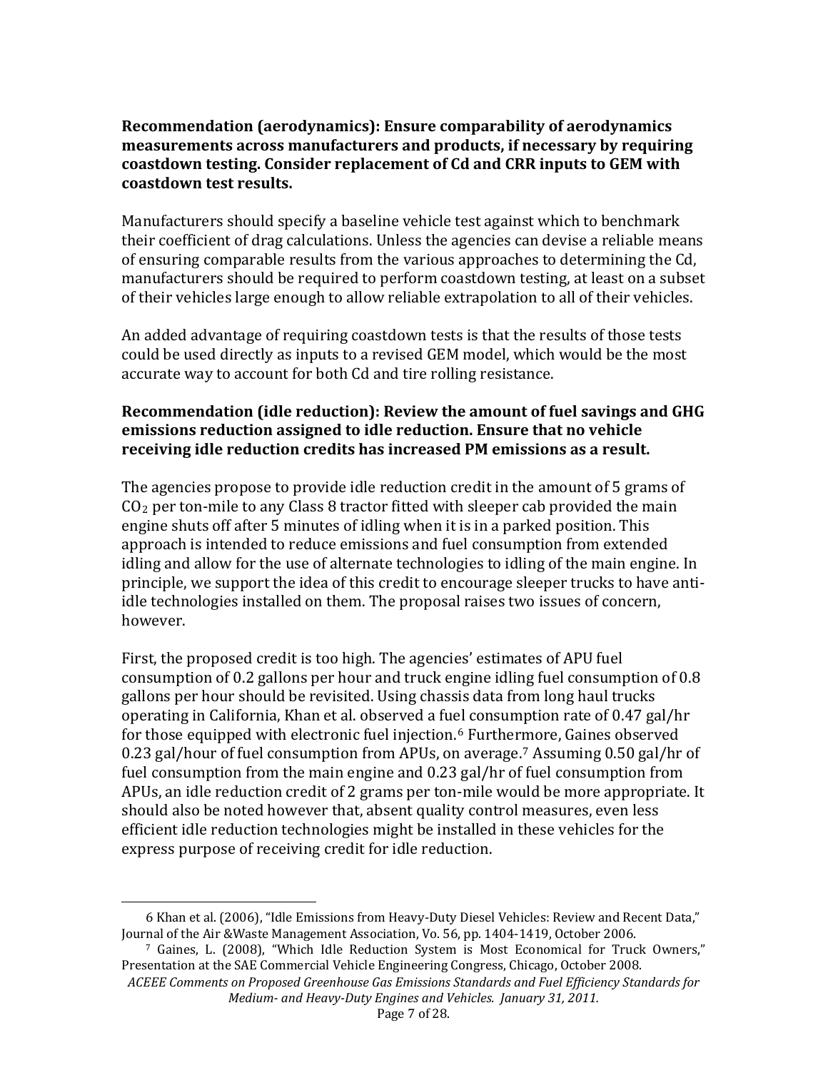**Recommendation (aerodynamics): Ensure comparability of aerodynamics measurements across manufacturers and products, if necessary by requiring coastdown testing. Consider replacement of Cd and CRR inputs to GEM with coastdown test results.**

Manufacturers should specify a baseline vehicle test against which to benchmark their coefficient of drag calculations. Unless the agencies can devise a reliable means of ensuring comparable results from the various approaches to determining the Cd, manufacturers should be required to perform coastdown testing, at least on a subset of their vehicles large enough to allow reliable extrapolation to all of their vehicles.

An added advantage of requiring coastdown tests is that the results of those tests could be used directly as inputs to a revised GEM model, which would be the most accurate way to account for both Cd and tire rolling resistance.

**Recommendation (idle reduction): Review the amount of fuel savings and GHG emissions reduction assigned to idle reduction. Ensure that no vehicle receiving idle reduction credits has increased PM emissions as a result.**

The agencies propose to provide idle reduction credit in the amount of 5 grams of $CO_2$ per ton-mile to any Class 8 tractor fitted with sleeper cab provided the main engine shuts off after 5 minutes of idling when it is in a parked position. This approach is intended to reduce emissions and fuel consumption from extended idling and allow for the use of alternate technologies to idling of the main engine. In principle, we support the idea of this credit to encourage sleeper trucks to have anti-idle technologies installed on them. The proposal raises two issues of concern, however.

First, the proposed credit is too high. The agencies' estimates of APU fuel consumption of 0.2 gallons per hour and truck engine idling fuel consumption of 0.8 gallons per hour should be revisited. Using chassis data from long haul trucks operating in California, Khan et al. observed a fuel consumption rate of 0.47 gal/hr for those equipped with electronic fuel injection.[6] Furthermore, Gaines observed 0.23 gal/hour of fuel consumption from APUs, on average.[7] Assuming 0.50 gal/hr of fuel consumption from the main engine and 0.23 gal/hr of fuel consumption from APUs, an idle reduction credit of 2 grams per ton-mile would be more appropriate. It should also be noted however that, absent quality control measures, even less efficient idle reduction technologies might be installed in these vehicles for the express purpose of receiving credit for idle reduction.

---

6 Khan et al. (2006), "Idle Emissions from Heavy-Duty Diesel Vehicles: Review and Recent Data," Journal of the Air &Waste Management Association, Vo. 56, pp. 1404-1419, October 2006.

7 Gaines, L. (2008), "Which Idle Reduction System is Most Economical for Truck Owners," Presentation at the SAE Commercial Vehicle Engineering Congress, Chicago, October 2008.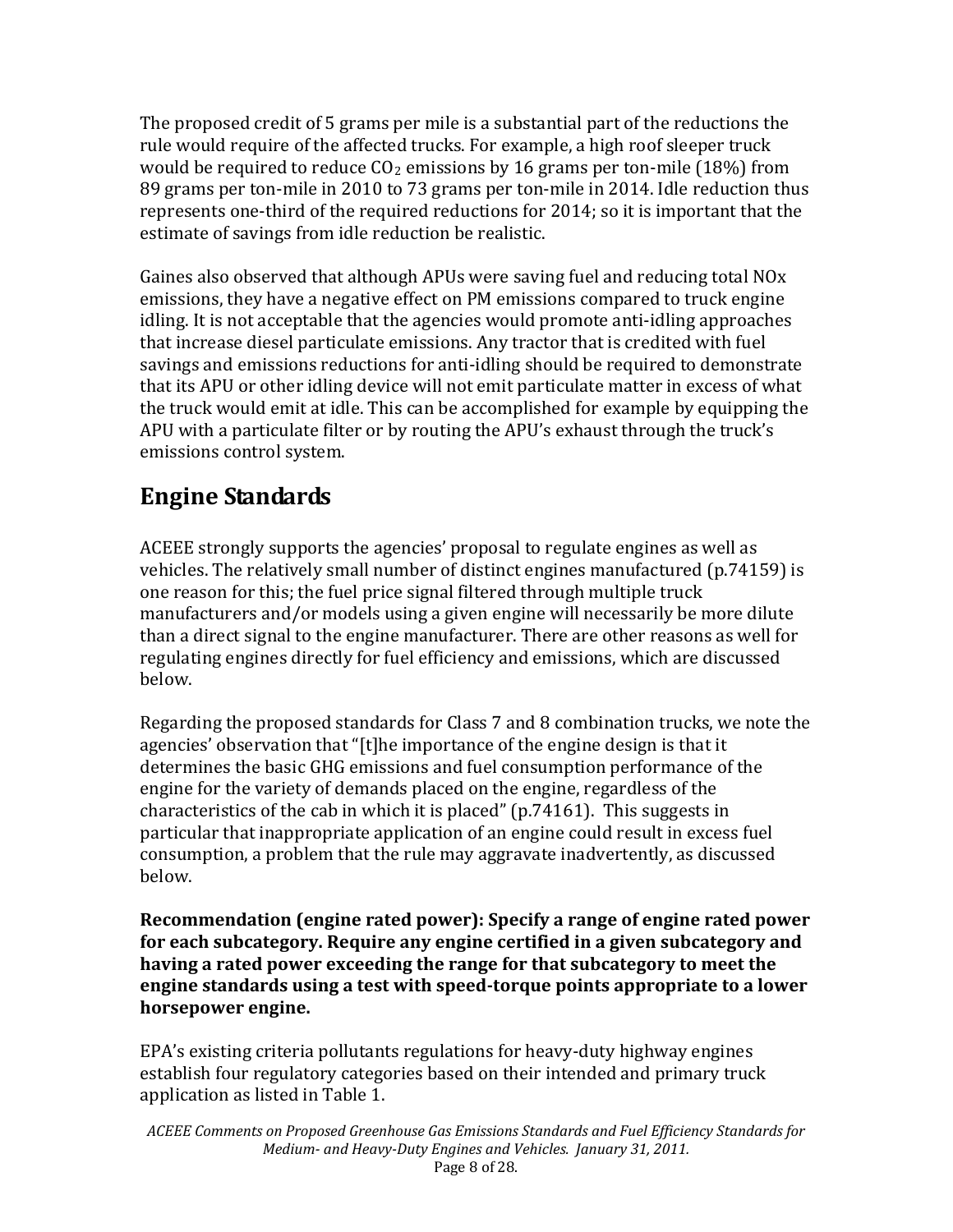The proposed credit of 5 grams per mile is a substantial part of the reductions the rule would require of the affected trucks. For example, a high roof sleeper truck would be required to reduce $CO_2$ emissions by 16 grams per ton-mile (18%) from 89 grams per ton-mile in 2010 to 73 grams per ton-mile in 2014. Idle reduction thus represents one-third of the required reductions for 2014; so it is important that the estimate of savings from idle reduction be realistic.

Gaines also observed that although APUs were saving fuel and reducing total NOx emissions, they have a negative effect on PM emissions compared to truck engine idling. It is not acceptable that the agencies would promote anti-idling approaches that increase diesel particulate emissions. Any tractor that is credited with fuel savings and emissions reductions for anti-idling should be required to demonstrate that its APU or other idling device will not emit particulate matter in excess of what the truck would emit at idle. This can be accomplished for example by equipping the APU with a particulate filter or by routing the APU's exhaust through the truck's emissions control system.

## Engine Standards

ACEEE strongly supports the agencies' proposal to regulate engines as well as vehicles. The relatively small number of distinct engines manufactured (p.74159) is one reason for this; the fuel price signal filtered through multiple truck manufacturers and/or models using a given engine will necessarily be more dilute than a direct signal to the engine manufacturer. There are other reasons as well for regulating engines directly for fuel efficiency and emissions, which are discussed below.

Regarding the proposed standards for Class 7 and 8 combination trucks, we note the agencies' observation that "[t]he importance of the engine design is that it determines the basic GHG emissions and fuel consumption performance of the engine for the variety of demands placed on the engine, regardless of the characteristics of the cab in which it is placed" (p.74161). This suggests in particular that inappropriate application of an engine could result in excess fuel consumption, a problem that the rule may aggravate inadvertently, as discussed below.

**Recommendation (engine rated power): Specify a range of engine rated power for each subcategory. Require any engine certified in a given subcategory and having a rated power exceeding the range for that subcategory to meet the engine standards using a test with speed-torque points appropriate to a lower horsepower engine.**

EPA's existing criteria pollutants regulations for heavy-duty highway engines establish four regulatory categories based on their intended and primary truck application as listed in Table 1.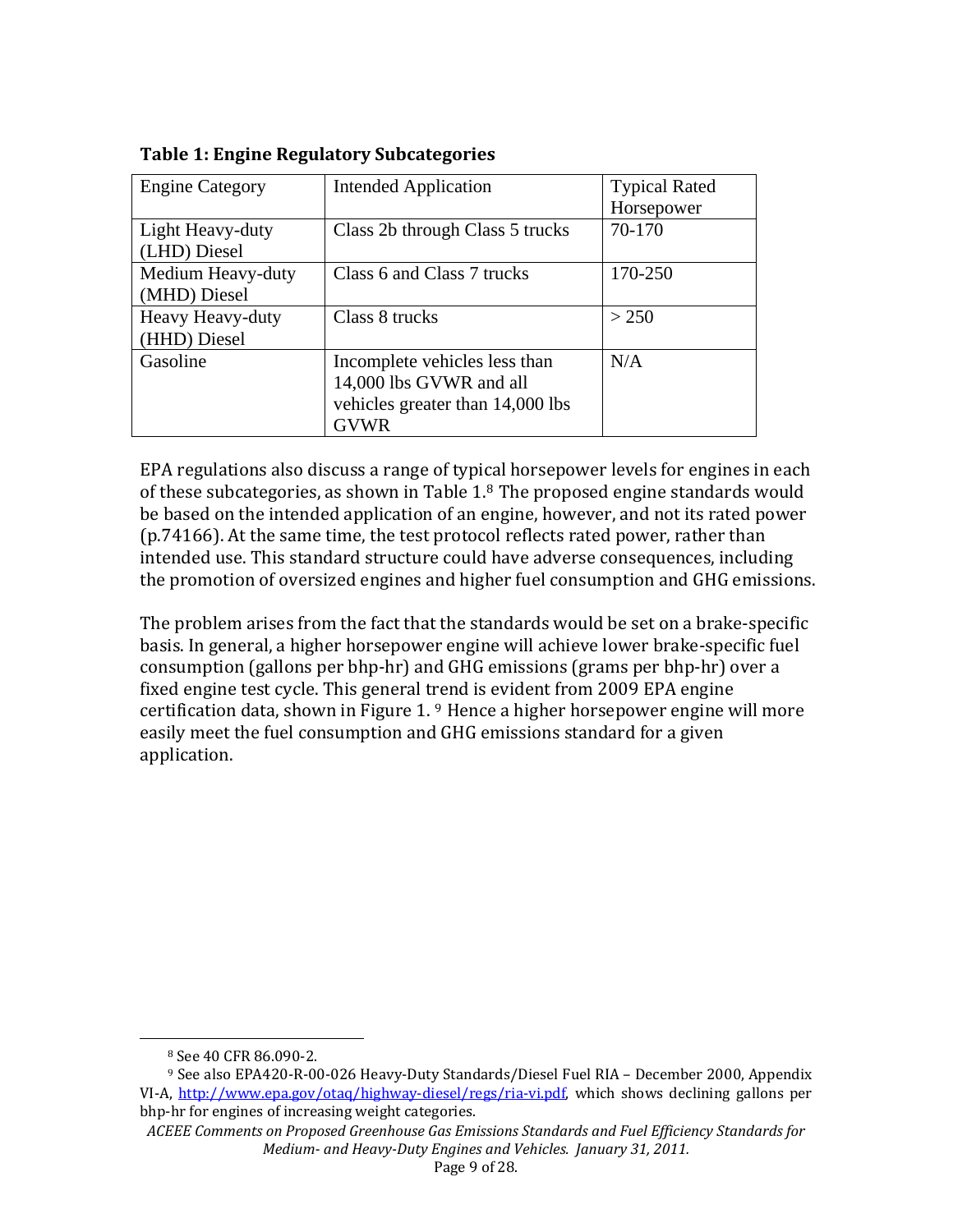**Table 1: Engine Regulatory Subcategories**

| Engine Category | Intended Application | Typical Rated Horsepower |
|---|---|---|
| Light Heavy-duty (LHD) Diesel | Class 2b through Class 5 trucks | 70-170 |
| Medium Heavy-duty (MHD) Diesel | Class 6 and Class 7 trucks | 170-250 |
| Heavy Heavy-duty (HHD) Diesel | Class 8 trucks | > 250 |
| Gasoline | Incomplete vehicles less than 14,000 lbs GVWR and all vehicles greater than 14,000 lbs GVWR | N/A |

EPA regulations also discuss a range of typical horsepower levels for engines in each of these subcategories, as shown in Table 1.[8] The proposed engine standards would be based on the intended application of an engine, however, and not its rated power (p.74166). At the same time, the test protocol reflects rated power, rather than intended use. This standard structure could have adverse consequences, including the promotion of oversized engines and higher fuel consumption and GHG emissions.

The problem arises from the fact that the standards would be set on a brake-specific basis. In general, a higher horsepower engine will achieve lower brake-specific fuel consumption (gallons per bhp-hr) and GHG emissions (grams per bhp-hr) over a fixed engine test cycle. This general trend is evident from 2009 EPA engine certification data, shown in Figure 1. [9] Hence a higher horsepower engine will more easily meet the fuel consumption and GHG emissions standard for a given application.

[8] See 40 CFR 86.090-2.

[9] See also EPA420-R-00-026 Heavy-Duty Standards/Diesel Fuel RIA – December 2000, Appendix VI-A, http://www.epa.gov/otaq/highway-diesel/regs/ria-vi.pdf, which shows declining gallons per bhp-hr for engines of increasing weight categories.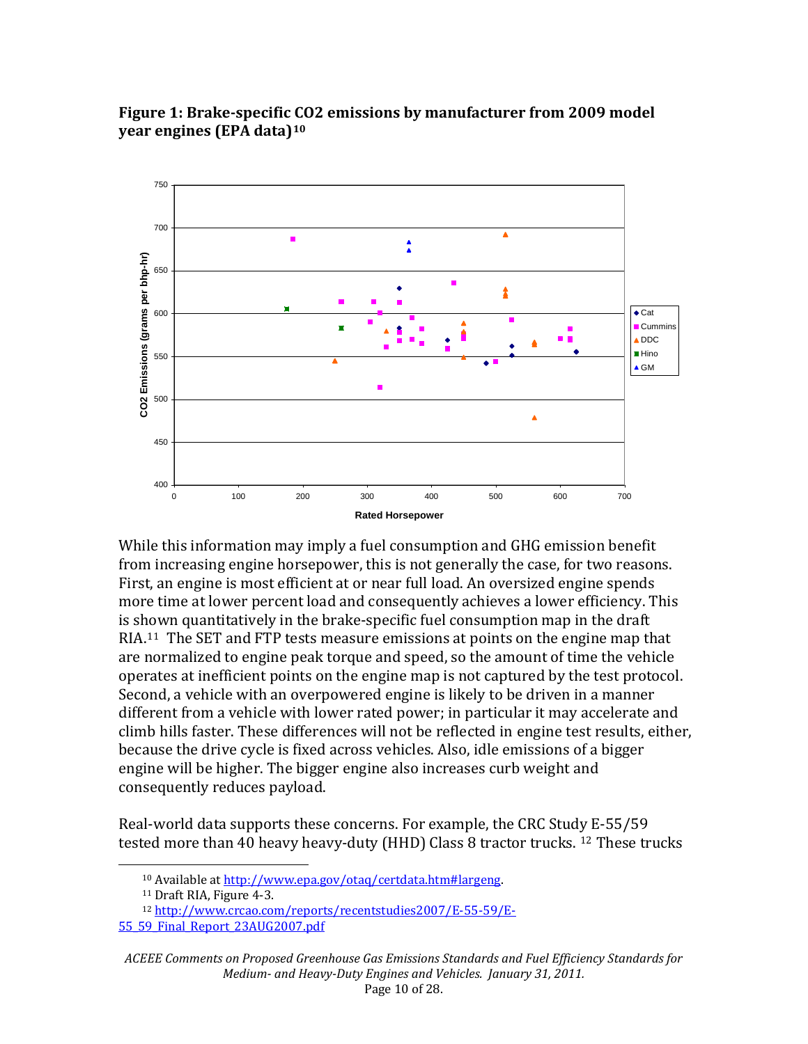**Figure 1: Brake-specific CO2 emissions by manufacturer from 2009 model year engines (EPA data)**[10]

While this information may imply a fuel consumption and GHG emission benefit from increasing engine horsepower, this is not generally the case, for two reasons. First, an engine is most efficient at or near full load. An oversized engine spends more time at lower percent load and consequently achieves a lower efficiency. This is shown quantitatively in the brake-specific fuel consumption map in the draft RIA.[11] The SET and FTP tests measure emissions at points on the engine map that are normalized to engine peak torque and speed, so the amount of time the vehicle operates at inefficient points on the engine map is not captured by the test protocol. Second, a vehicle with an overpowered engine is likely to be driven in a manner different from a vehicle with lower rated power; in particular it may accelerate and climb hills faster. These differences will not be reflected in engine test results, either, because the drive cycle is fixed across vehicles. Also, idle emissions of a bigger engine will be higher. The bigger engine also increases curb weight and consequently reduces payload.

Real-world data supports these concerns. For example, the CRC Study E-55/59 tested more than 40 heavy heavy-duty (HHD) Class 8 tractor trucks. [12] These trucks

---

[10] Available at http://www.epa.gov/otaq/certdata.htm#largeng.

[11] Draft RIA, Figure 4-3.

[12] http://www.crcao.com/reports/recentstudies2007/E-55-59/E-55_59_Final_Report_23AUG2007.pdf

*ACEEE Comments on Proposed Greenhouse Gas Emissions Standards and Fuel Efficiency Standards for Medium- and Heavy-Duty Engines and Vehicles. January 31, 2011.*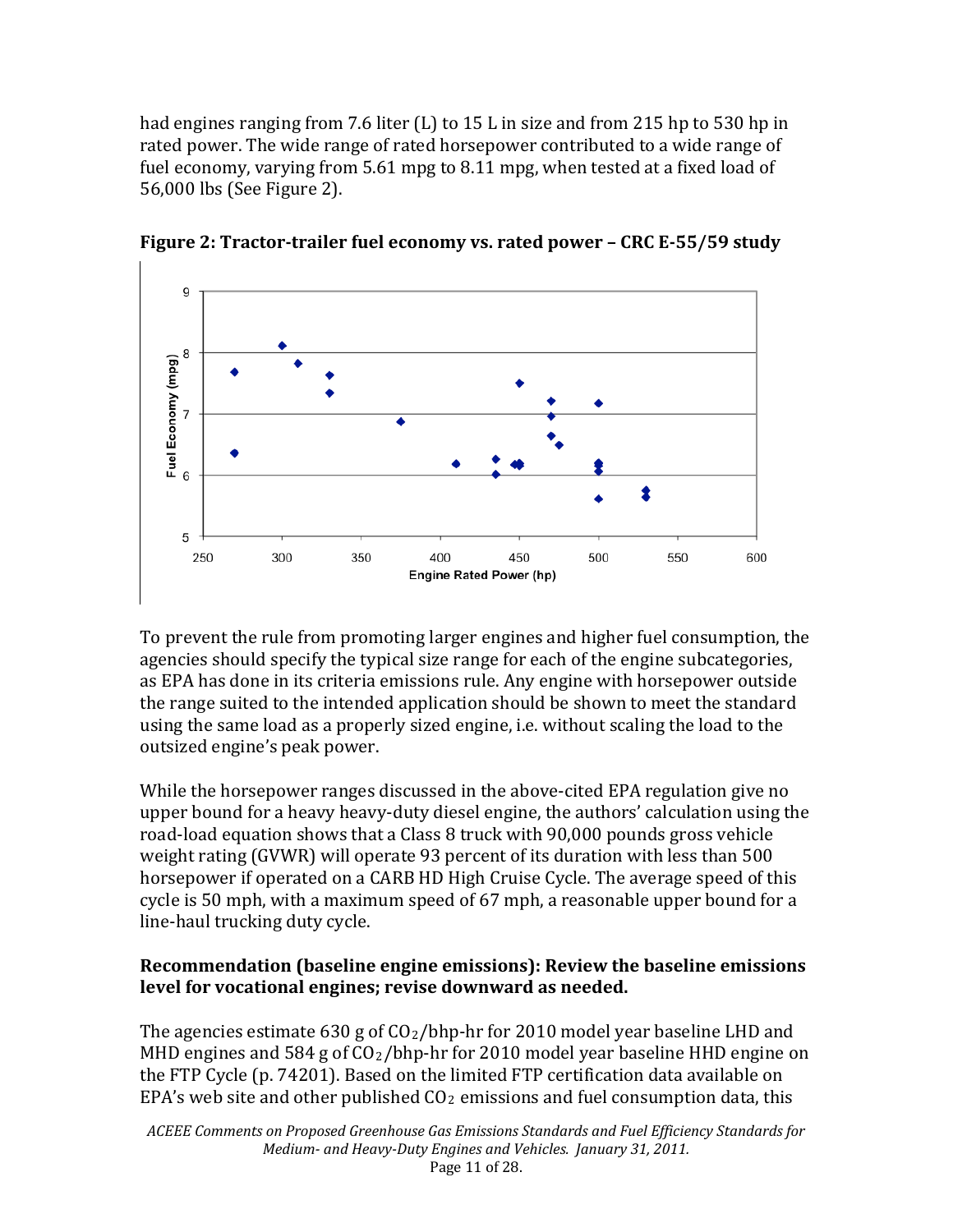had engines ranging from 7.6 liter (L) to 15 L in size and from 215 hp to 530 hp in rated power. The wide range of rated horsepower contributed to a wide range of fuel economy, varying from 5.61 mpg to 8.11 mpg, when tested at a fixed load of 56,000 lbs (See Figure 2).

**Figure 2: Tractor-trailer fuel economy vs. rated power – CRC E-55/59 study**

To prevent the rule from promoting larger engines and higher fuel consumption, the agencies should specify the typical size range for each of the engine subcategories, as EPA has done in its criteria emissions rule. Any engine with horsepower outside the range suited to the intended application should be shown to meet the standard using the same load as a properly sized engine, i.e. without scaling the load to the outsized engine's peak power.

While the horsepower ranges discussed in the above-cited EPA regulation give no upper bound for a heavy heavy-duty diesel engine, the authors' calculation using the road-load equation shows that a Class 8 truck with 90,000 pounds gross vehicle weight rating (GVWR) will operate 93 percent of its duration with less than 500 horsepower if operated on a CARB HD High Cruise Cycle. The average speed of this cycle is 50 mph, with a maximum speed of 67 mph, a reasonable upper bound for a line-haul trucking duty cycle.

**Recommendation (baseline engine emissions): Review the baseline emissions level for vocational engines; revise downward as needed.**

The agencies estimate 630 g of $CO_2$/bhp-hr for 2010 model year baseline LHD and MHD engines and 584 g of $CO_2$/bhp-hr for 2010 model year baseline HHD engine on the FTP Cycle (p. 74201). Based on the limited FTP certification data available on EPA's web site and other published $CO_2$ emissions and fuel consumption data, this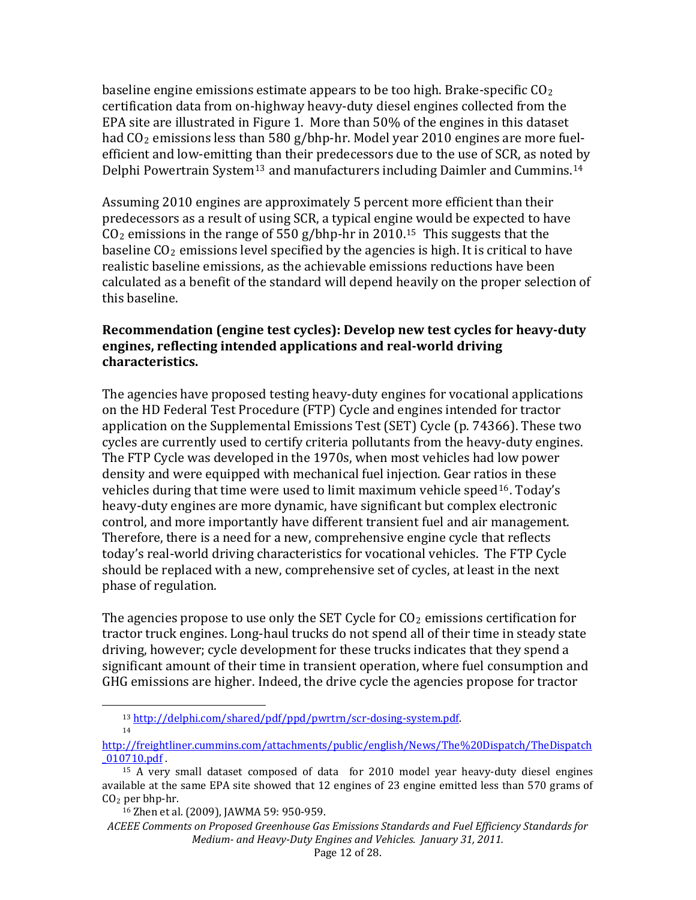baseline engine emissions estimate appears to be too high. Brake-specific $CO_2$ certification data from on-highway heavy-duty diesel engines collected from the EPA site are illustrated in Figure 1. More than 50% of the engines in this dataset had $CO_2$ emissions less than 580 g/bhp-hr. Model year 2010 engines are more fuel-efficient and low-emitting than their predecessors due to the use of SCR, as noted by Delphi Powertrain System[13] and manufacturers including Daimler and Cummins.[14]

Assuming 2010 engines are approximately 5 percent more efficient than their predecessors as a result of using SCR, a typical engine would be expected to have $CO_2$ emissions in the range of 550 g/bhp-hr in 2010.[15] This suggests that the baseline $CO_2$ emissions level specified by the agencies is high. It is critical to have realistic baseline emissions, as the achievable emissions reductions have been calculated as a benefit of the standard will depend heavily on the proper selection of this baseline.

**Recommendation (engine test cycles): Develop new test cycles for heavy-duty engines, reflecting intended applications and real-world driving characteristics.**

The agencies have proposed testing heavy-duty engines for vocational applications on the HD Federal Test Procedure (FTP) Cycle and engines intended for tractor application on the Supplemental Emissions Test (SET) Cycle (p. 74366). These two cycles are currently used to certify criteria pollutants from the heavy-duty engines. The FTP Cycle was developed in the 1970s, when most vehicles had low power density and were equipped with mechanical fuel injection. Gear ratios in these vehicles during that time were used to limit maximum vehicle speed[16]. Today's heavy-duty engines are more dynamic, have significant but complex electronic control, and more importantly have different transient fuel and air management. Therefore, there is a need for a new, comprehensive engine cycle that reflects today's real-world driving characteristics for vocational vehicles. The FTP Cycle should be replaced with a new, comprehensive set of cycles, at least in the next phase of regulation.

The agencies propose to use only the SET Cycle for $CO_2$ emissions certification for tractor truck engines. Long-haul trucks do not spend all of their time in steady state driving, however; cycle development for these trucks indicates that they spend a significant amount of their time in transient operation, where fuel consumption and GHG emissions are higher. Indeed, the drive cycle the agencies propose for tractor

---

[13] http://delphi.com/shared/pdf/ppd/pwrtrn/scr-dosing-system.pdf.

[14] http://freightliner.cummins.com/attachments/public/english/News/The%20Dispatch/TheDispatch_010710.pdf .

[15] A very small dataset composed of data for 2010 model year heavy-duty diesel engines available at the same EPA site showed that 12 engines of 23 engine emitted less than 570 grams of $CO_2$ per bhp-hr.

[16] Zhen et al. (2009), JAWMA 59: 950-959.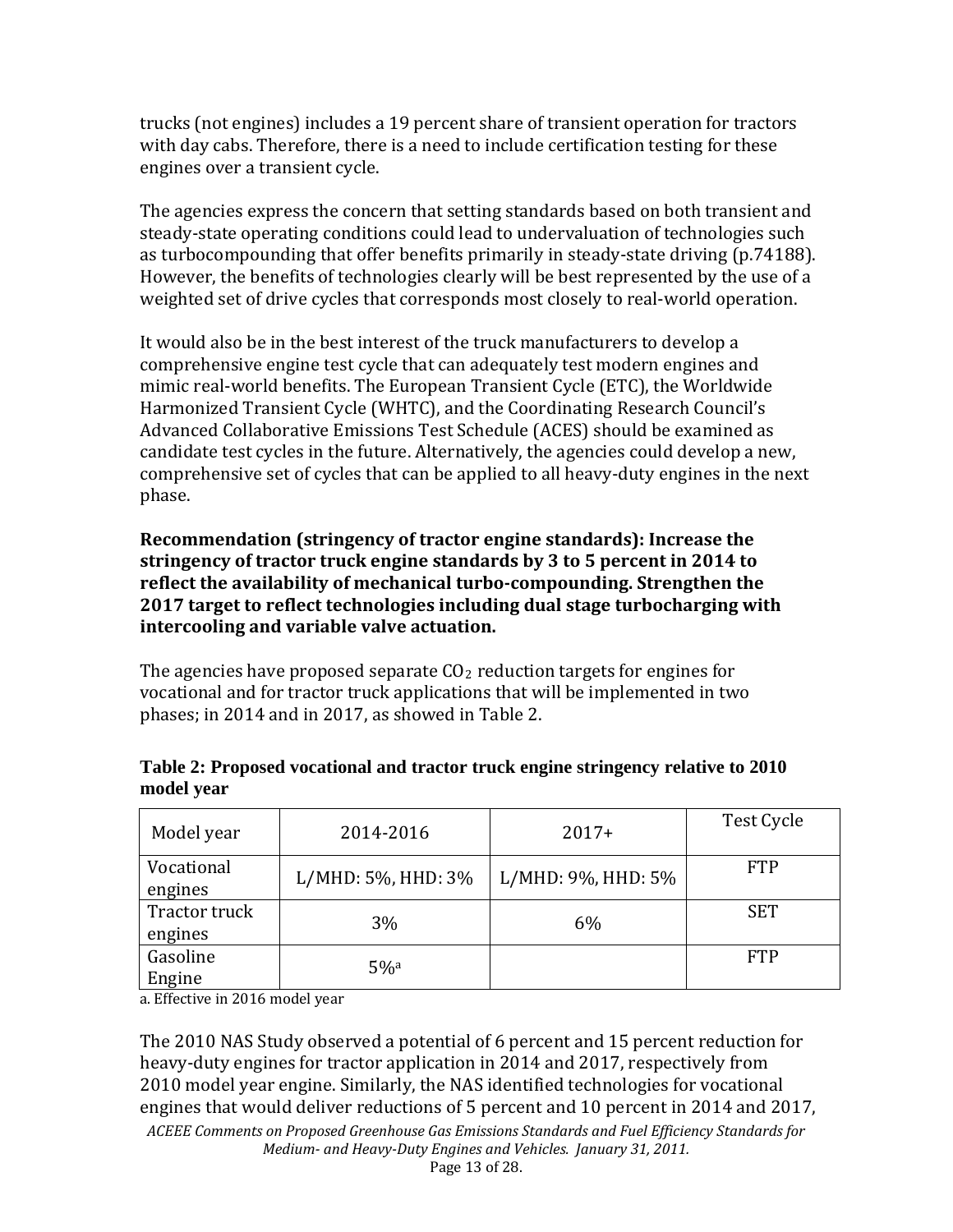trucks (not engines) includes a 19 percent share of transient operation for tractors with day cabs. Therefore, there is a need to include certification testing for these engines over a transient cycle.

The agencies express the concern that setting standards based on both transient and steady-state operating conditions could lead to undervaluation of technologies such as turbocompounding that offer benefits primarily in steady-state driving (p.74188). However, the benefits of technologies clearly will be best represented by the use of a weighted set of drive cycles that corresponds most closely to real-world operation.

It would also be in the best interest of the truck manufacturers to develop a comprehensive engine test cycle that can adequately test modern engines and mimic real-world benefits. The European Transient Cycle (ETC), the Worldwide Harmonized Transient Cycle (WHTC), and the Coordinating Research Council's Advanced Collaborative Emissions Test Schedule (ACES) should be examined as candidate test cycles in the future. Alternatively, the agencies could develop a new, comprehensive set of cycles that can be applied to all heavy-duty engines in the next phase.

**Recommendation (stringency of tractor engine standards): Increase the stringency of tractor truck engine standards by 3 to 5 percent in 2014 to reflect the availability of mechanical turbo-compounding. Strengthen the 2017 target to reflect technologies including dual stage turbocharging with intercooling and variable valve actuation.**

The agencies have proposed separate $CO_2$ reduction targets for engines for vocational and for tractor truck applications that will be implemented in two phases; in 2014 and in 2017, as showed in Table 2.

**Table 2: Proposed vocational and tractor truck engine stringency relative to 2010 model year**

| Model year | 2014-2016 | 2017+ | Test Cycle |
|---|---|---|---|
| Vocational engines | L/MHD: 5%, HHD: 3% | L/MHD: 9%, HHD: 5% | FTP |
| Tractor truck engines | 3% | 6% | SET |
| Gasoline Engine | 5%[a] | | FTP |

a. Effective in 2016 model year

The 2010 NAS Study observed a potential of 6 percent and 15 percent reduction for heavy-duty engines for tractor application in 2014 and 2017, respectively from 2010 model year engine. Similarly, the NAS identified technologies for vocational engines that would deliver reductions of 5 percent and 10 percent in 2014 and 2017,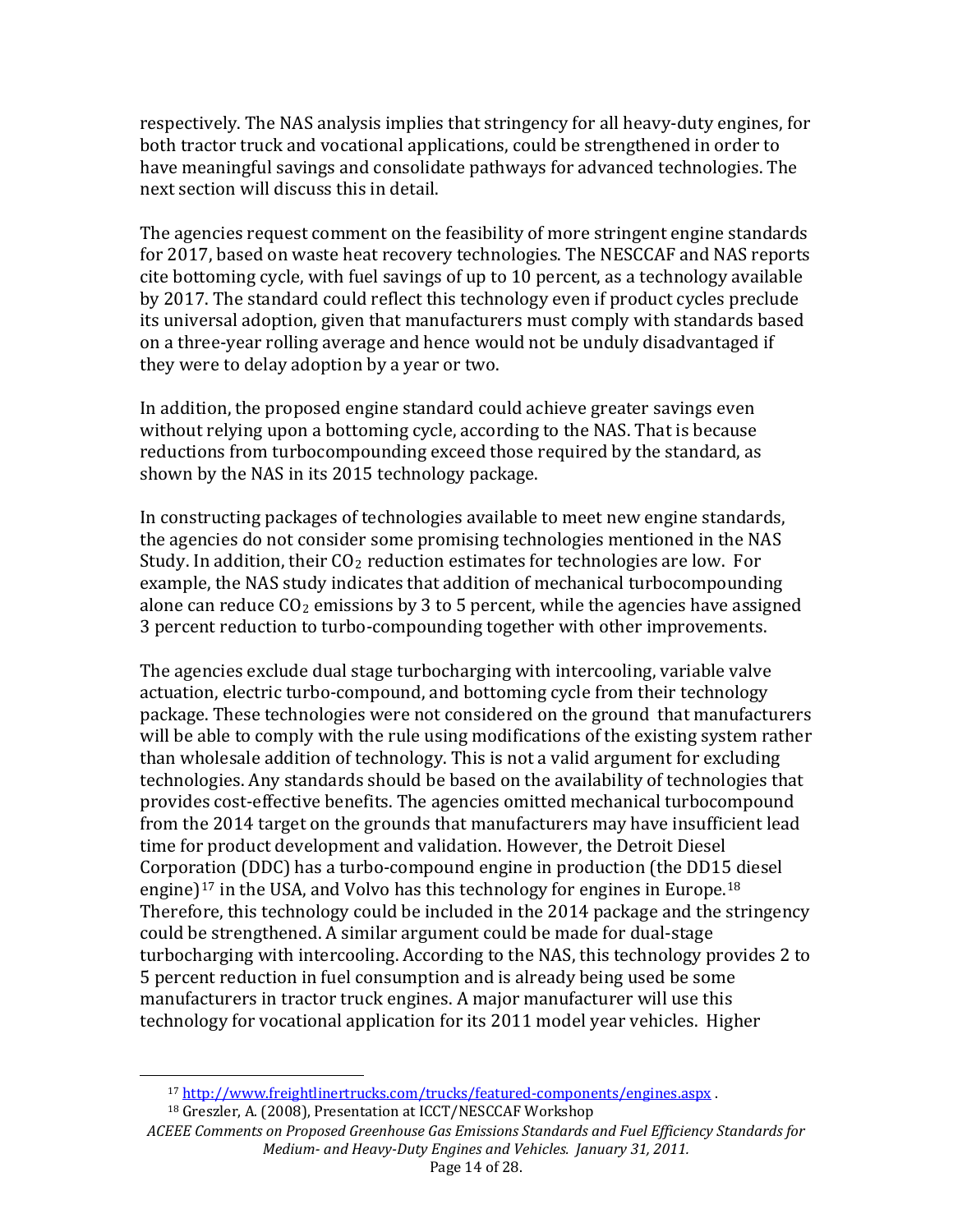respectively. The NAS analysis implies that stringency for all heavy-duty engines, for both tractor truck and vocational applications, could be strengthened in order to have meaningful savings and consolidate pathways for advanced technologies. The next section will discuss this in detail.

The agencies request comment on the feasibility of more stringent engine standards for 2017, based on waste heat recovery technologies. The NESCCAF and NAS reports cite bottoming cycle, with fuel savings of up to 10 percent, as a technology available by 2017. The standard could reflect this technology even if product cycles preclude its universal adoption, given that manufacturers must comply with standards based on a three-year rolling average and hence would not be unduly disadvantaged if they were to delay adoption by a year or two.

In addition, the proposed engine standard could achieve greater savings even without relying upon a bottoming cycle, according to the NAS. That is because reductions from turbocompounding exceed those required by the standard, as shown by the NAS in its 2015 technology package.

In constructing packages of technologies available to meet new engine standards, the agencies do not consider some promising technologies mentioned in the NAS Study. In addition, their $CO_2$ reduction estimates for technologies are low. For example, the NAS study indicates that addition of mechanical turbocompounding alone can reduce $CO_2$ emissions by 3 to 5 percent, while the agencies have assigned 3 percent reduction to turbo-compounding together with other improvements.

The agencies exclude dual stage turbocharging with intercooling, variable valve actuation, electric turbo-compound, and bottoming cycle from their technology package. These technologies were not considered on the ground that manufacturers will be able to comply with the rule using modifications of the existing system rather than wholesale addition of technology. This is not a valid argument for excluding technologies. Any standards should be based on the availability of technologies that provides cost-effective benefits. The agencies omitted mechanical turbocompound from the 2014 target on the grounds that manufacturers may have insufficient lead time for product development and validation. However, the Detroit Diesel Corporation (DDC) has a turbo-compound engine in production (the DD15 diesel engine)[17] in the USA, and Volvo has this technology for engines in Europe.[18] Therefore, this technology could be included in the 2014 package and the stringency could be strengthened. A similar argument could be made for dual-stage turbocharging with intercooling. According to the NAS, this technology provides 2 to 5 percent reduction in fuel consumption and is already being used be some manufacturers in tractor truck engines. A major manufacturer will use this technology for vocational application for its 2011 model year vehicles. Higher

[17] http://www.freightlinertrucks.com/trucks/featured-components/engines.aspx .

[18] Greszler, A. (2008), Presentation at ICCT/NESCCAF Workshop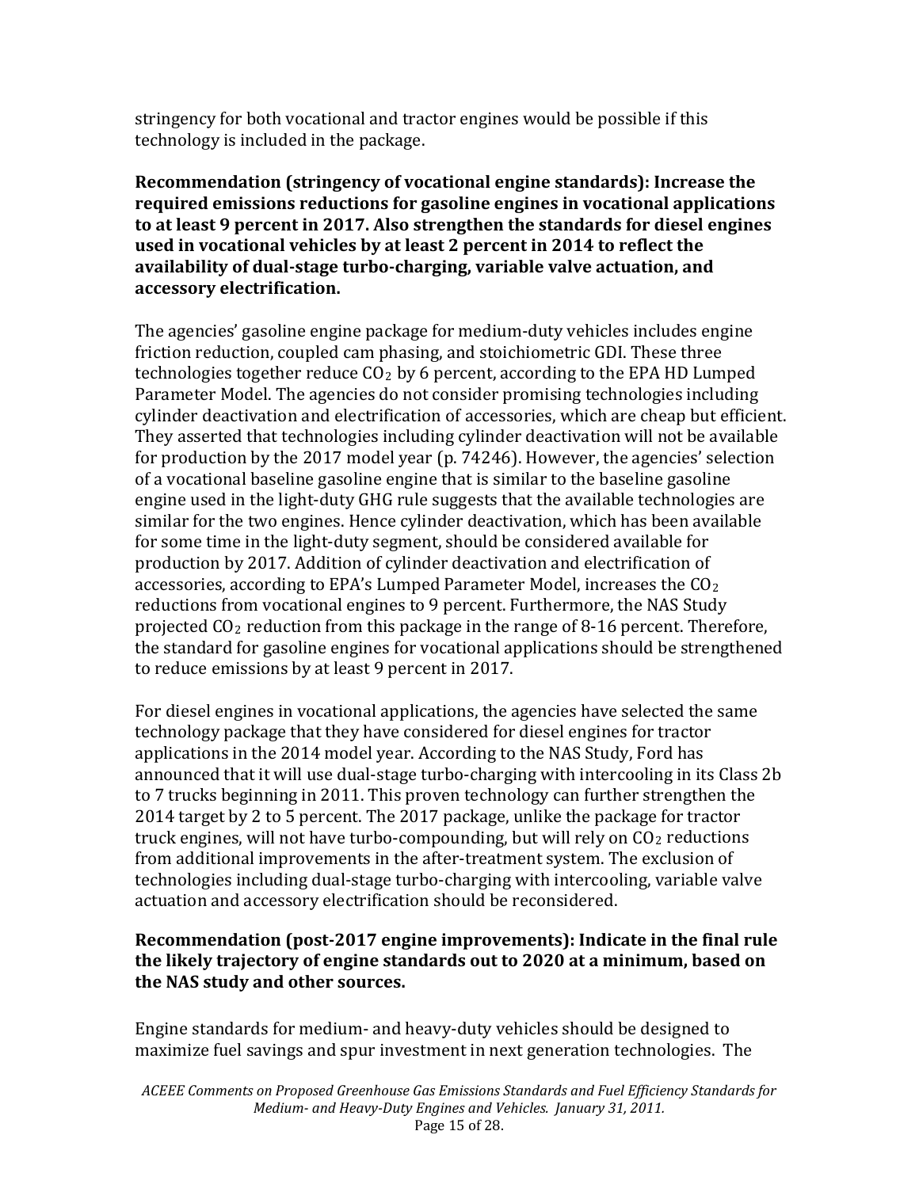stringency for both vocational and tractor engines would be possible if this technology is included in the package.

**Recommendation (stringency of vocational engine standards): Increase the required emissions reductions for gasoline engines in vocational applications to at least 9 percent in 2017. Also strengthen the standards for diesel engines used in vocational vehicles by at least 2 percent in 2014 to reflect the availability of dual-stage turbo-charging, variable valve actuation, and accessory electrification.**

The agencies' gasoline engine package for medium-duty vehicles includes engine friction reduction, coupled cam phasing, and stoichiometric GDI. These three technologies together reduce $CO_2$ by 6 percent, according to the EPA HD Lumped Parameter Model. The agencies do not consider promising technologies including cylinder deactivation and electrification of accessories, which are cheap but efficient. They asserted that technologies including cylinder deactivation will not be available for production by the 2017 model year (p. 74246). However, the agencies' selection of a vocational baseline gasoline engine that is similar to the baseline gasoline engine used in the light-duty GHG rule suggests that the available technologies are similar for the two engines. Hence cylinder deactivation, which has been available for some time in the light-duty segment, should be considered available for production by 2017. Addition of cylinder deactivation and electrification of accessories, according to EPA's Lumped Parameter Model, increases the $CO_2$ reductions from vocational engines to 9 percent. Furthermore, the NAS Study projected $CO_2$ reduction from this package in the range of 8-16 percent. Therefore, the standard for gasoline engines for vocational applications should be strengthened to reduce emissions by at least 9 percent in 2017.

For diesel engines in vocational applications, the agencies have selected the same technology package that they have considered for diesel engines for tractor applications in the 2014 model year. According to the NAS Study, Ford has announced that it will use dual-stage turbo-charging with intercooling in its Class 2b to 7 trucks beginning in 2011. This proven technology can further strengthen the 2014 target by 2 to 5 percent. The 2017 package, unlike the package for tractor truck engines, will not have turbo-compounding, but will rely on $CO_2$ reductions from additional improvements in the after-treatment system. The exclusion of technologies including dual-stage turbo-charging with intercooling, variable valve actuation and accessory electrification should be reconsidered.

**Recommendation (post-2017 engine improvements): Indicate in the final rule the likely trajectory of engine standards out to 2020 at a minimum, based on the NAS study and other sources.**

Engine standards for medium- and heavy-duty vehicles should be designed to maximize fuel savings and spur investment in next generation technologies. The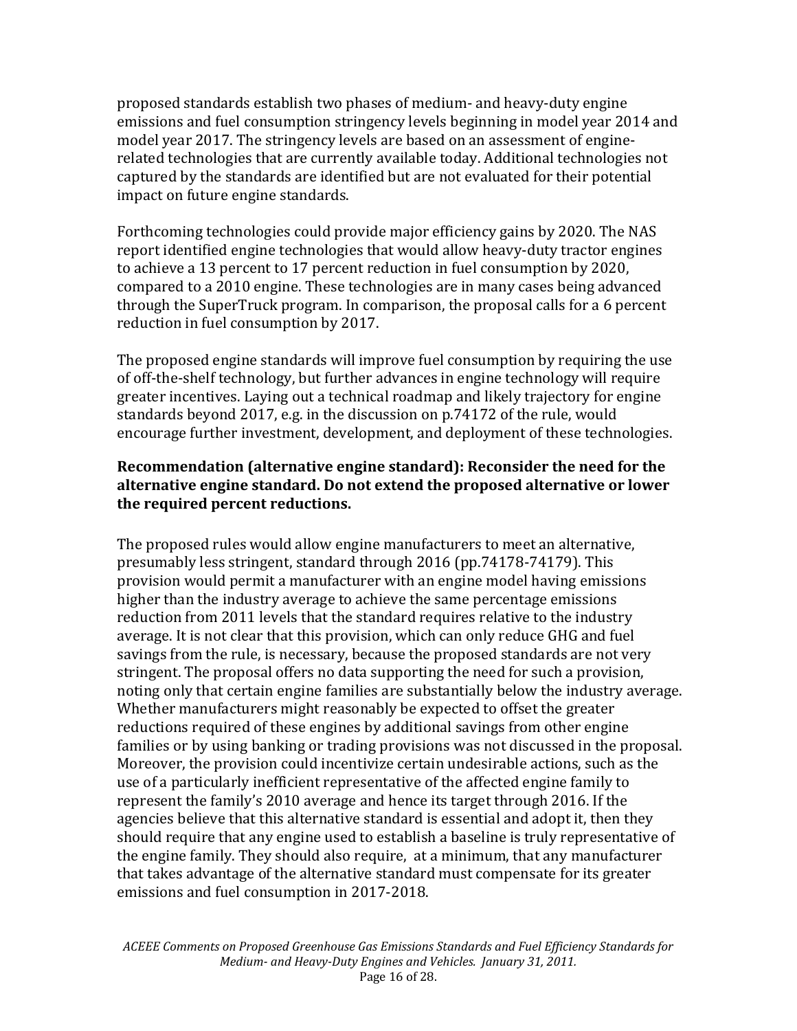proposed standards establish two phases of medium- and heavy-duty engine emissions and fuel consumption stringency levels beginning in model year 2014 and model year 2017. The stringency levels are based on an assessment of engine-related technologies that are currently available today. Additional technologies not captured by the standards are identified but are not evaluated for their potential impact on future engine standards.

Forthcoming technologies could provide major efficiency gains by 2020. The NAS report identified engine technologies that would allow heavy-duty tractor engines to achieve a 13 percent to 17 percent reduction in fuel consumption by 2020, compared to a 2010 engine. These technologies are in many cases being advanced through the SuperTruck program. In comparison, the proposal calls for a 6 percent reduction in fuel consumption by 2017.

The proposed engine standards will improve fuel consumption by requiring the use of off-the-shelf technology, but further advances in engine technology will require greater incentives. Laying out a technical roadmap and likely trajectory for engine standards beyond 2017, e.g. in the discussion on p.74172 of the rule, would encourage further investment, development, and deployment of these technologies.

**Recommendation (alternative engine standard): Reconsider the need for the alternative engine standard. Do not extend the proposed alternative or lower the required percent reductions.**

The proposed rules would allow engine manufacturers to meet an alternative, presumably less stringent, standard through 2016 (pp.74178-74179). This provision would permit a manufacturer with an engine model having emissions higher than the industry average to achieve the same percentage emissions reduction from 2011 levels that the standard requires relative to the industry average. It is not clear that this provision, which can only reduce GHG and fuel savings from the rule, is necessary, because the proposed standards are not very stringent. The proposal offers no data supporting the need for such a provision, noting only that certain engine families are substantially below the industry average. Whether manufacturers might reasonably be expected to offset the greater reductions required of these engines by additional savings from other engine families or by using banking or trading provisions was not discussed in the proposal. Moreover, the provision could incentivize certain undesirable actions, such as the use of a particularly inefficient representative of the affected engine family to represent the family's 2010 average and hence its target through 2016. If the agencies believe that this alternative standard is essential and adopt it, then they should require that any engine used to establish a baseline is truly representative of the engine family. They should also require, at a minimum, that any manufacturer that takes advantage of the alternative standard must compensate for its greater emissions and fuel consumption in 2017-2018.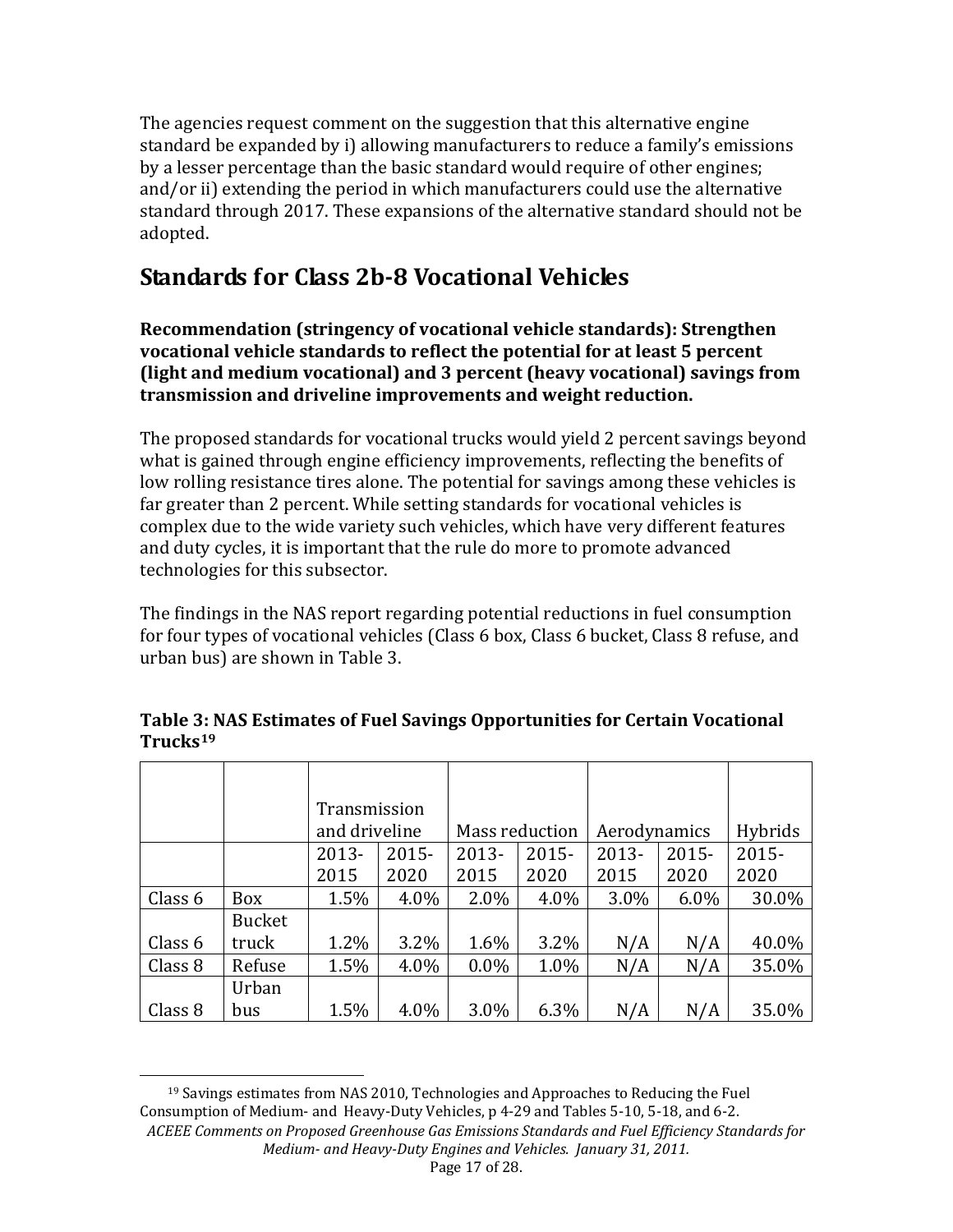The agencies request comment on the suggestion that this alternative engine standard be expanded by i) allowing manufacturers to reduce a family's emissions by a lesser percentage than the basic standard would require of other engines; and/or ii) extending the period in which manufacturers could use the alternative standard through 2017. These expansions of the alternative standard should not be adopted.

## Standards for Class 2b-8 Vocational Vehicles

**Recommendation (stringency of vocational vehicle standards): Strengthen vocational vehicle standards to reflect the potential for at least 5 percent (light and medium vocational) and 3 percent (heavy vocational) savings from transmission and driveline improvements and weight reduction.**

The proposed standards for vocational trucks would yield 2 percent savings beyond what is gained through engine efficiency improvements, reflecting the benefits of low rolling resistance tires alone. The potential for savings among these vehicles is far greater than 2 percent. While setting standards for vocational vehicles is complex due to the wide variety such vehicles, which have very different features and duty cycles, it is important that the rule do more to promote advanced technologies for this subsector.

The findings in the NAS report regarding potential reductions in fuel consumption for four types of vocational vehicles (Class 6 box, Class 6 bucket, Class 8 refuse, and urban bus) are shown in Table 3.

**Table 3: NAS Estimates of Fuel Savings Opportunities for Certain Vocational Trucks[19]**

| | | Transmission and driveline | | Mass reduction | | Aerodynamics | | Hybrids |
|---|---|---|---|---|---|---|---|---|
| | | 2013-2015 | 2015-2020 | 2013-2015 | 2015-2020 | 2013-2015 | 2015-2020 | 2015-2020 |
| Class 6 | Box | 1.5% | 4.0% | 2.0% | 4.0% | 3.0% | 6.0% | 30.0% |
| Class 6 | Bucket truck | 1.2% | 3.2% | 1.6% | 3.2% | N/A | N/A | 40.0% |
| Class 8 | Refuse | 1.5% | 4.0% | 0.0% | 1.0% | N/A | N/A | 35.0% |
| Class 8 | Urban bus | 1.5% | 4.0% | 3.0% | 6.3% | N/A | N/A | 35.0% |

[19] Savings estimates from NAS 2010, Technologies and Approaches to Reducing the Fuel Consumption of Medium- and Heavy-Duty Vehicles, p 4-29 and Tables 5-10, 5-18, and 6-2.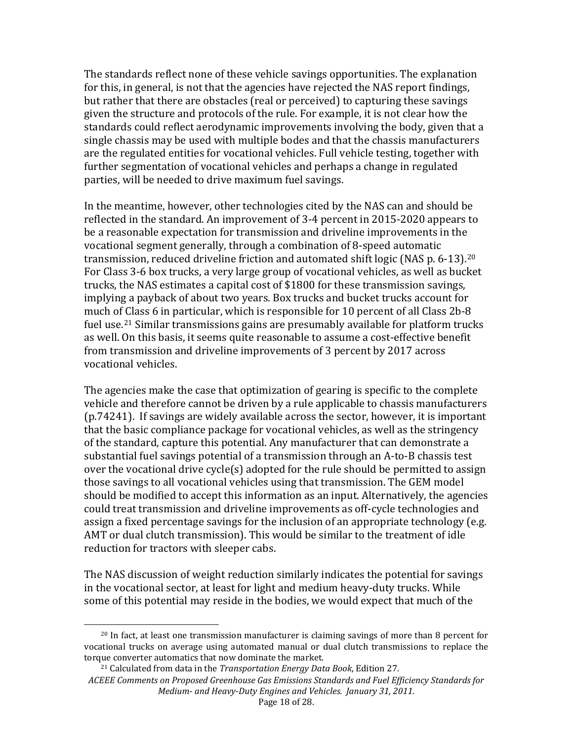The standards reflect none of these vehicle savings opportunities. The explanation for this, in general, is not that the agencies have rejected the NAS report findings, but rather that there are obstacles (real or perceived) to capturing these savings given the structure and protocols of the rule. For example, it is not clear how the standards could reflect aerodynamic improvements involving the body, given that a single chassis may be used with multiple bodes and that the chassis manufacturers are the regulated entities for vocational vehicles. Full vehicle testing, together with further segmentation of vocational vehicles and perhaps a change in regulated parties, will be needed to drive maximum fuel savings.

In the meantime, however, other technologies cited by the NAS can and should be reflected in the standard. An improvement of 3-4 percent in 2015-2020 appears to be a reasonable expectation for transmission and driveline improvements in the vocational segment generally, through a combination of 8-speed automatic transmission, reduced driveline friction and automated shift logic (NAS p. 6-13).[20] For Class 3-6 box trucks, a very large group of vocational vehicles, as well as bucket trucks, the NAS estimates a capital cost of $1800 for these transmission savings, implying a payback of about two years. Box trucks and bucket trucks account for much of Class 6 in particular, which is responsible for 10 percent of all Class 2b-8 fuel use.[21] Similar transmissions gains are presumably available for platform trucks as well. On this basis, it seems quite reasonable to assume a cost-effective benefit from transmission and driveline improvements of 3 percent by 2017 across vocational vehicles.

The agencies make the case that optimization of gearing is specific to the complete vehicle and therefore cannot be driven by a rule applicable to chassis manufacturers (p.74241). If savings are widely available across the sector, however, it is important that the basic compliance package for vocational vehicles, as well as the stringency of the standard, capture this potential. Any manufacturer that can demonstrate a substantial fuel savings potential of a transmission through an A-to-B chassis test over the vocational drive cycle(s) adopted for the rule should be permitted to assign those savings to all vocational vehicles using that transmission. The GEM model should be modified to accept this information as an input. Alternatively, the agencies could treat transmission and driveline improvements as off-cycle technologies and assign a fixed percentage savings for the inclusion of an appropriate technology (e.g. AMT or dual clutch transmission). This would be similar to the treatment of idle reduction for tractors with sleeper cabs.

The NAS discussion of weight reduction similarly indicates the potential for savings in the vocational sector, at least for light and medium heavy-duty trucks. While some of this potential may reside in the bodies, we would expect that much of the

---

[20] In fact, at least one transmission manufacturer is claiming savings of more than 8 percent for vocational trucks on average using automated manual or dual clutch transmissions to replace the torque converter automatics that now dominate the market.

[21] Calculated from data in the *Transportation Energy Data Book*, Edition 27.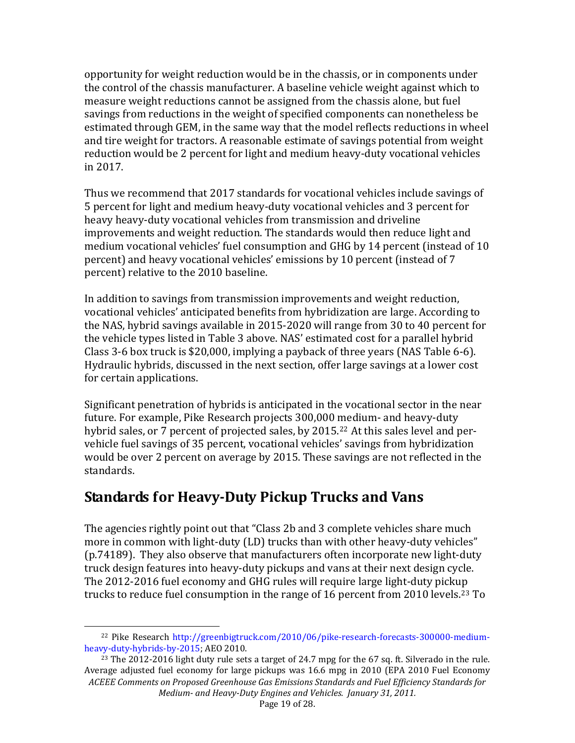opportunity for weight reduction would be in the chassis, or in components under the control of the chassis manufacturer. A baseline vehicle weight against which to measure weight reductions cannot be assigned from the chassis alone, but fuel savings from reductions in the weight of specified components can nonetheless be estimated through GEM, in the same way that the model reflects reductions in wheel and tire weight for tractors. A reasonable estimate of savings potential from weight reduction would be 2 percent for light and medium heavy-duty vocational vehicles in 2017.

Thus we recommend that 2017 standards for vocational vehicles include savings of 5 percent for light and medium heavy-duty vocational vehicles and 3 percent for heavy heavy-duty vocational vehicles from transmission and driveline improvements and weight reduction. The standards would then reduce light and medium vocational vehicles' fuel consumption and GHG by 14 percent (instead of 10 percent) and heavy vocational vehicles' emissions by 10 percent (instead of 7 percent) relative to the 2010 baseline.

In addition to savings from transmission improvements and weight reduction, vocational vehicles' anticipated benefits from hybridization are large. According to the NAS, hybrid savings available in 2015-2020 will range from 30 to 40 percent for the vehicle types listed in Table 3 above. NAS' estimated cost for a parallel hybrid Class 3-6 box truck is $20,000, implying a payback of three years (NAS Table 6-6). Hydraulic hybrids, discussed in the next section, offer large savings at a lower cost for certain applications.

Significant penetration of hybrids is anticipated in the vocational sector in the near future. For example, Pike Research projects 300,000 medium- and heavy-duty hybrid sales, or 7 percent of projected sales, by 2015.[22] At this sales level and per-vehicle fuel savings of 35 percent, vocational vehicles' savings from hybridization would be over 2 percent on average by 2015. These savings are not reflected in the standards.

## Standards for Heavy-Duty Pickup Trucks and Vans

The agencies rightly point out that "Class 2b and 3 complete vehicles share much more in common with light-duty (LD) trucks than with other heavy-duty vehicles" (p.74189). They also observe that manufacturers often incorporate new light-duty truck design features into heavy-duty pickups and vans at their next design cycle. The 2012-2016 fuel economy and GHG rules will require large light-duty pickup trucks to reduce fuel consumption in the range of 16 percent from 2010 levels.[23] To

---

[22] Pike Research http://greenbigtruck.com/2010/06/pike-research-forecasts-300000-medium-heavy-duty-hybrids-by-2015; AEO 2010.

[23] The 2012-2016 light duty rule sets a target of 24.7 mpg for the 67 sq. ft. Silverado in the rule. Average adjusted fuel economy for large pickups was 16.6 mpg in 2010 (EPA 2010 Fuel Economy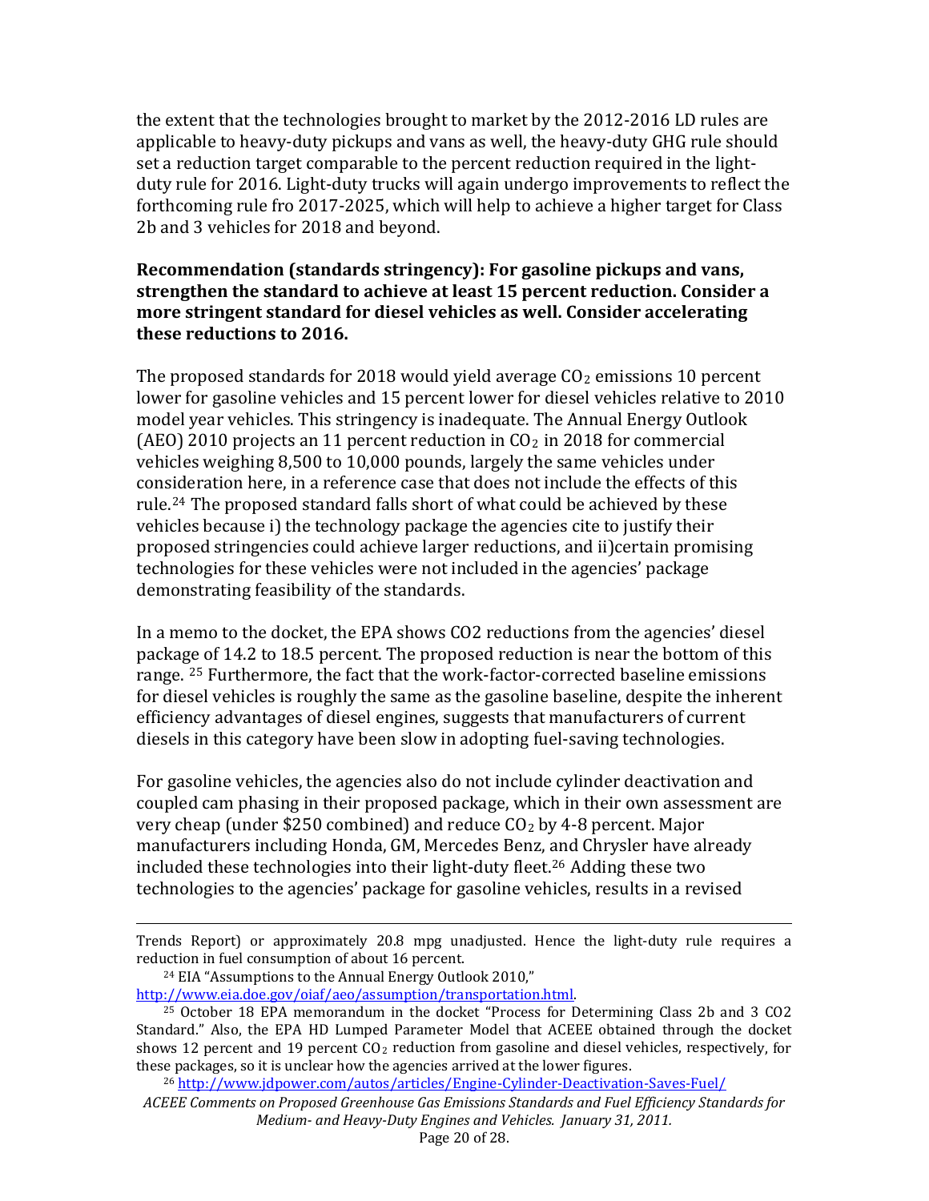the extent that the technologies brought to market by the 2012-2016 LD rules are applicable to heavy-duty pickups and vans as well, the heavy-duty GHG rule should set a reduction target comparable to the percent reduction required in the light-duty rule for 2016. Light-duty trucks will again undergo improvements to reflect the forthcoming rule fro 2017-2025, which will help to achieve a higher target for Class 2b and 3 vehicles for 2018 and beyond.

**Recommendation (standards stringency): For gasoline pickups and vans, strengthen the standard to achieve at least 15 percent reduction. Consider a more stringent standard for diesel vehicles as well. Consider accelerating these reductions to 2016.**

The proposed standards for 2018 would yield average $CO_2$ emissions 10 percent lower for gasoline vehicles and 15 percent lower for diesel vehicles relative to 2010 model year vehicles. This stringency is inadequate. The Annual Energy Outlook (AEO) 2010 projects an 11 percent reduction in $CO_2$ in 2018 for commercial vehicles weighing 8,500 to 10,000 pounds, largely the same vehicles under consideration here, in a reference case that does not include the effects of this rule.[24] The proposed standard falls short of what could be achieved by these vehicles because i) the technology package the agencies cite to justify their proposed stringencies could achieve larger reductions, and ii)certain promising technologies for these vehicles were not included in the agencies' package demonstrating feasibility of the standards.

In a memo to the docket, the EPA shows CO2 reductions from the agencies' diesel package of 14.2 to 18.5 percent. The proposed reduction is near the bottom of this range. [25] Furthermore, the fact that the work-factor-corrected baseline emissions for diesel vehicles is roughly the same as the gasoline baseline, despite the inherent efficiency advantages of diesel engines, suggests that manufacturers of current diesels in this category have been slow in adopting fuel-saving technologies.

For gasoline vehicles, the agencies also do not include cylinder deactivation and coupled cam phasing in their proposed package, which in their own assessment are very cheap (under $250 combined) and reduce $CO_2$ by 4-8 percent. Major manufacturers including Honda, GM, Mercedes Benz, and Chrysler have already included these technologies into their light-duty fleet.[26] Adding these two technologies to the agencies' package for gasoline vehicles, results in a revised

---

Trends Report) or approximately 20.8 mpg unadjusted. Hence the light-duty rule requires a reduction in fuel consumption of about 16 percent.

[24] EIA "Assumptions to the Annual Energy Outlook 2010," http://www.eia.doe.gov/oiaf/aeo/assumption/transportation.html.

[25] October 18 EPA memorandum in the docket "Process for Determining Class 2b and 3 CO2 Standard." Also, the EPA HD Lumped Parameter Model that ACEEE obtained through the docket shows 12 percent and 19 percent $CO_2$ reduction from gasoline and diesel vehicles, respectively, for these packages, so it is unclear how the agencies arrived at the lower figures.

[26] http://www.jdpower.com/autos/articles/Engine-Cylinder-Deactivation-Saves-Fuel/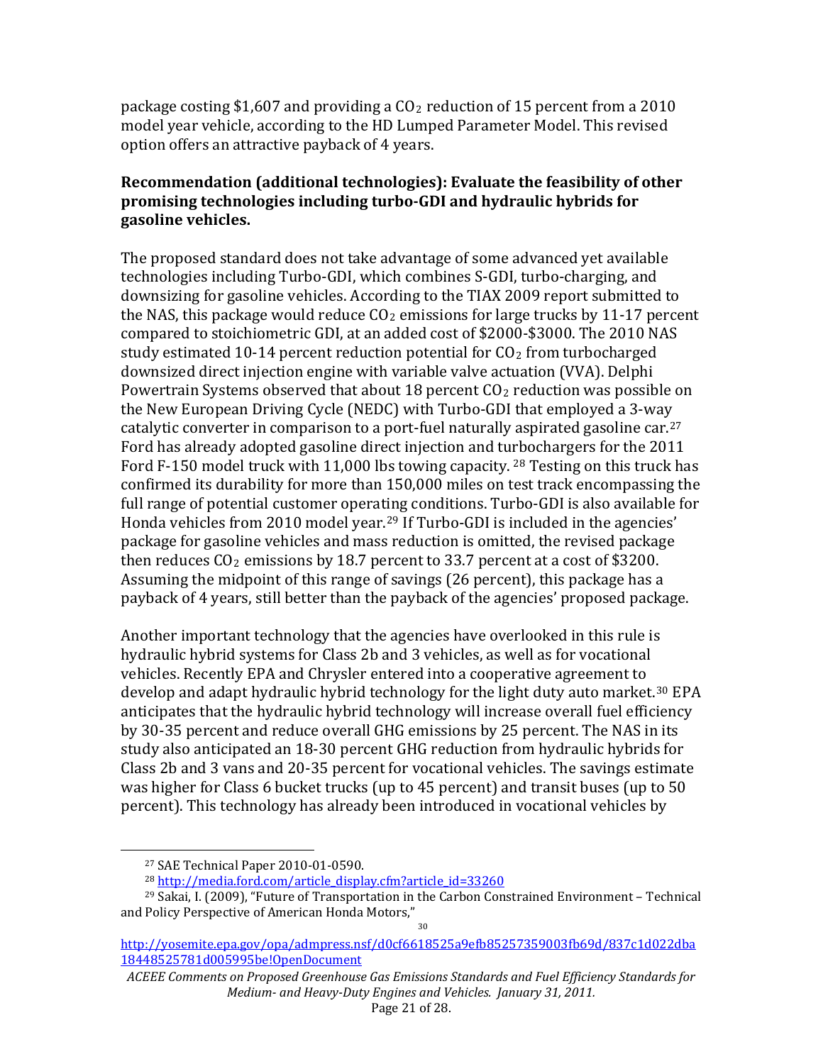package costing $1,607 and providing a $CO_2$ reduction of 15 percent from a 2010 model year vehicle, according to the HD Lumped Parameter Model. This revised option offers an attractive payback of 4 years.

**Recommendation (additional technologies): Evaluate the feasibility of other promising technologies including turbo-GDI and hydraulic hybrids for gasoline vehicles.**

The proposed standard does not take advantage of some advanced yet available technologies including Turbo-GDI, which combines S-GDI, turbo-charging, and downsizing for gasoline vehicles. According to the TIAX 2009 report submitted to the NAS, this package would reduce $CO_2$ emissions for large trucks by 11-17 percent compared to stoichiometric GDI, at an added cost of $2000-$3000. The 2010 NAS study estimated 10-14 percent reduction potential for $CO_2$ from turbocharged downsized direct injection engine with variable valve actuation (VVA). Delphi Powertrain Systems observed that about 18 percent $CO_2$ reduction was possible on the New European Driving Cycle (NEDC) with Turbo-GDI that employed a 3-way catalytic converter in comparison to a port-fuel naturally aspirated gasoline car.[27] Ford has already adopted gasoline direct injection and turbochargers for the 2011 Ford F-150 model truck with 11,000 lbs towing capacity. [28] Testing on this truck has confirmed its durability for more than 150,000 miles on test track encompassing the full range of potential customer operating conditions. Turbo-GDI is also available for Honda vehicles from 2010 model year.[29] If Turbo-GDI is included in the agencies' package for gasoline vehicles and mass reduction is omitted, the revised package then reduces $CO_2$ emissions by 18.7 percent to 33.7 percent at a cost of $3200. Assuming the midpoint of this range of savings (26 percent), this package has a payback of 4 years, still better than the payback of the agencies' proposed package.

Another important technology that the agencies have overlooked in this rule is hydraulic hybrid systems for Class 2b and 3 vehicles, as well as for vocational vehicles. Recently EPA and Chrysler entered into a cooperative agreement to develop and adapt hydraulic hybrid technology for the light duty auto market.[30] EPA anticipates that the hydraulic hybrid technology will increase overall fuel efficiency by 30-35 percent and reduce overall GHG emissions by 25 percent. The NAS in its study also anticipated an 18-30 percent GHG reduction from hydraulic hybrids for Class 2b and 3 vans and 20-35 percent for vocational vehicles. The savings estimate was higher for Class 6 bucket trucks (up to 45 percent) and transit buses (up to 50 percent). This technology has already been introduced in vocational vehicles by

---

[27] SAE Technical Paper 2010-01-0590.

[28] http://media.ford.com/article_display.cfm?article_id=33260

[29] Sakai, I. (2009), "Future of Transportation in the Carbon Constrained Environment – Technical and Policy Perspective of American Honda Motors,"

[30] http://yosemite.epa.gov/opa/admpress.nsf/d0cf6618525a9efb85257359003fb69d/837c1d022dba18448525781d005995be!OpenDocument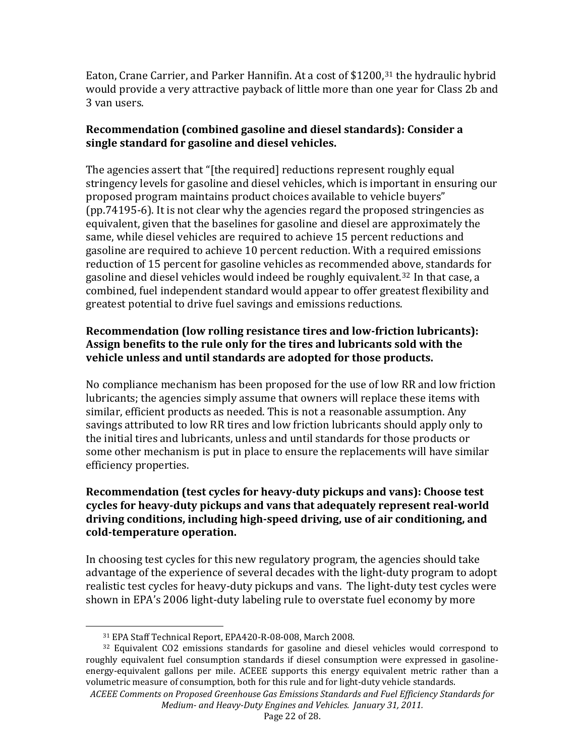Eaton, Crane Carrier, and Parker Hannifin. At a cost of $1200,[31] the hydraulic hybrid would provide a very attractive payback of little more than one year for Class 2b and 3 van users.

**Recommendation (combined gasoline and diesel standards): Consider a single standard for gasoline and diesel vehicles.**

The agencies assert that "[the required] reductions represent roughly equal stringency levels for gasoline and diesel vehicles, which is important in ensuring our proposed program maintains product choices available to vehicle buyers" (pp.74195-6). It is not clear why the agencies regard the proposed stringencies as equivalent, given that the baselines for gasoline and diesel are approximately the same, while diesel vehicles are required to achieve 15 percent reductions and gasoline are required to achieve 10 percent reduction. With a required emissions reduction of 15 percent for gasoline vehicles as recommended above, standards for gasoline and diesel vehicles would indeed be roughly equivalent.[32] In that case, a combined, fuel independent standard would appear to offer greatest flexibility and greatest potential to drive fuel savings and emissions reductions.

**Recommendation (low rolling resistance tires and low-friction lubricants): Assign benefits to the rule only for the tires and lubricants sold with the vehicle unless and until standards are adopted for those products.**

No compliance mechanism has been proposed for the use of low RR and low friction lubricants; the agencies simply assume that owners will replace these items with similar, efficient products as needed. This is not a reasonable assumption. Any savings attributed to low RR tires and low friction lubricants should apply only to the initial tires and lubricants, unless and until standards for those products or some other mechanism is put in place to ensure the replacements will have similar efficiency properties.

**Recommendation (test cycles for heavy-duty pickups and vans): Choose test cycles for heavy-duty pickups and vans that adequately represent real-world driving conditions, including high-speed driving, use of air conditioning, and cold-temperature operation.**

In choosing test cycles for this new regulatory program, the agencies should take advantage of the experience of several decades with the light-duty program to adopt realistic test cycles for heavy-duty pickups and vans. The light-duty test cycles were shown in EPA's 2006 light-duty labeling rule to overstate fuel economy by more

---

[31] EPA Staff Technical Report, EPA420-R-08-008, March 2008.

[32] Equivalent $CO_2$ emissions standards for gasoline and diesel vehicles would correspond to roughly equivalent fuel consumption standards if diesel consumption were expressed in gasoline-energy-equivalent gallons per mile. ACEEE supports this energy equivalent metric rather than a volumetric measure of consumption, both for this rule and for light-duty vehicle standards.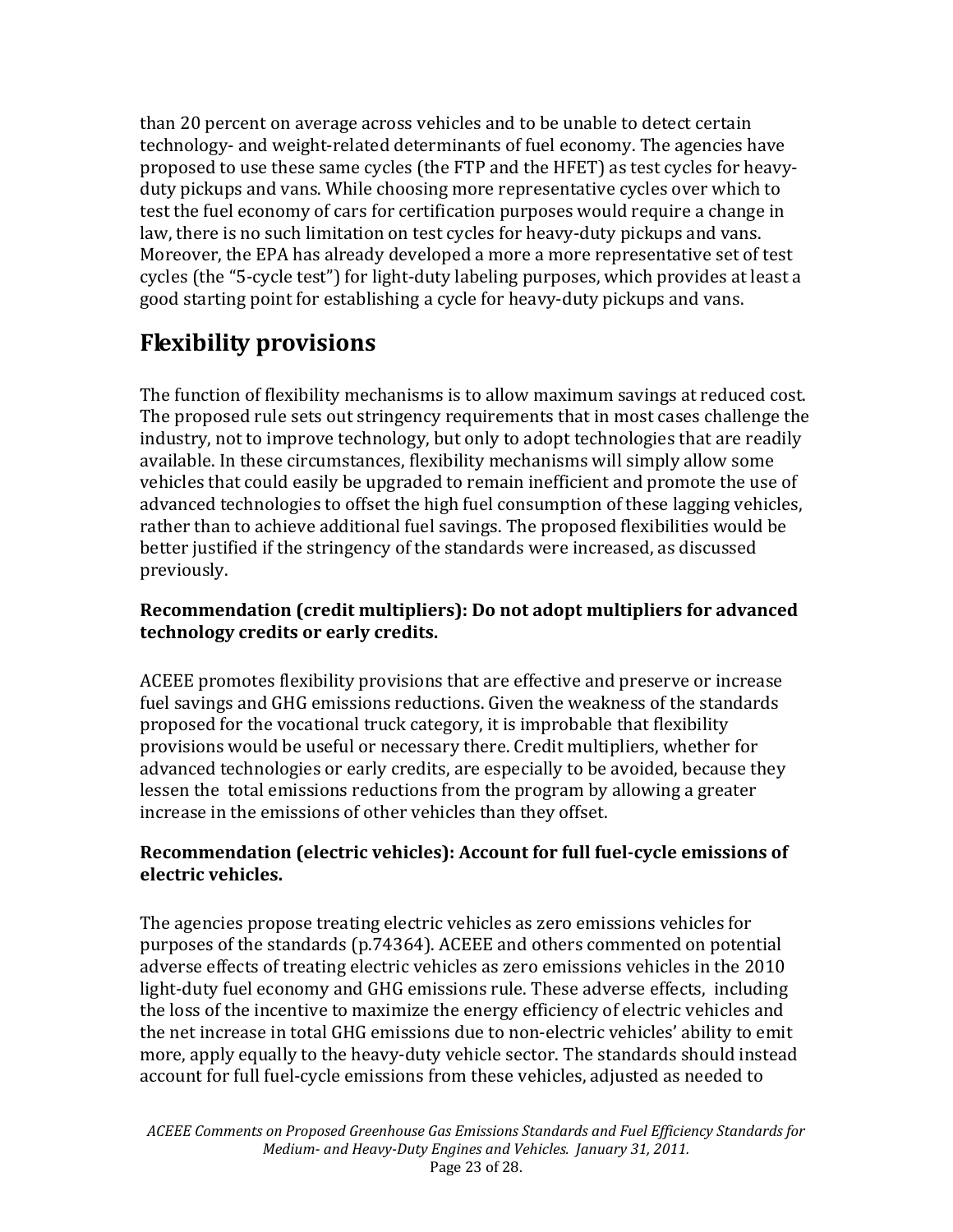than 20 percent on average across vehicles and to be unable to detect certain technology- and weight-related determinants of fuel economy. The agencies have proposed to use these same cycles (the FTP and the HFET) as test cycles for heavy-duty pickups and vans. While choosing more representative cycles over which to test the fuel economy of cars for certification purposes would require a change in law, there is no such limitation on test cycles for heavy-duty pickups and vans. Moreover, the EPA has already developed a more a more representative set of test cycles (the "5-cycle test") for light-duty labeling purposes, which provides at least a good starting point for establishing a cycle for heavy-duty pickups and vans.

## Flexibility provisions

The function of flexibility mechanisms is to allow maximum savings at reduced cost. The proposed rule sets out stringency requirements that in most cases challenge the industry, not to improve technology, but only to adopt technologies that are readily available. In these circumstances, flexibility mechanisms will simply allow some vehicles that could easily be upgraded to remain inefficient and promote the use of advanced technologies to offset the high fuel consumption of these lagging vehicles, rather than to achieve additional fuel savings. The proposed flexibilities would be better justified if the stringency of the standards were increased, as discussed previously.

**Recommendation (credit multipliers): Do not adopt multipliers for advanced technology credits or early credits.**

ACEEE promotes flexibility provisions that are effective and preserve or increase fuel savings and GHG emissions reductions. Given the weakness of the standards proposed for the vocational truck category, it is improbable that flexibility provisions would be useful or necessary there. Credit multipliers, whether for advanced technologies or early credits, are especially to be avoided, because they lessen the total emissions reductions from the program by allowing a greater increase in the emissions of other vehicles than they offset.

**Recommendation (electric vehicles): Account for full fuel-cycle emissions of electric vehicles.**

The agencies propose treating electric vehicles as zero emissions vehicles for purposes of the standards (p.74364). ACEEE and others commented on potential adverse effects of treating electric vehicles as zero emissions vehicles in the 2010 light-duty fuel economy and GHG emissions rule. These adverse effects, including the loss of the incentive to maximize the energy efficiency of electric vehicles and the net increase in total GHG emissions due to non-electric vehicles' ability to emit more, apply equally to the heavy-duty vehicle sector. The standards should instead account for full fuel-cycle emissions from these vehicles, adjusted as needed to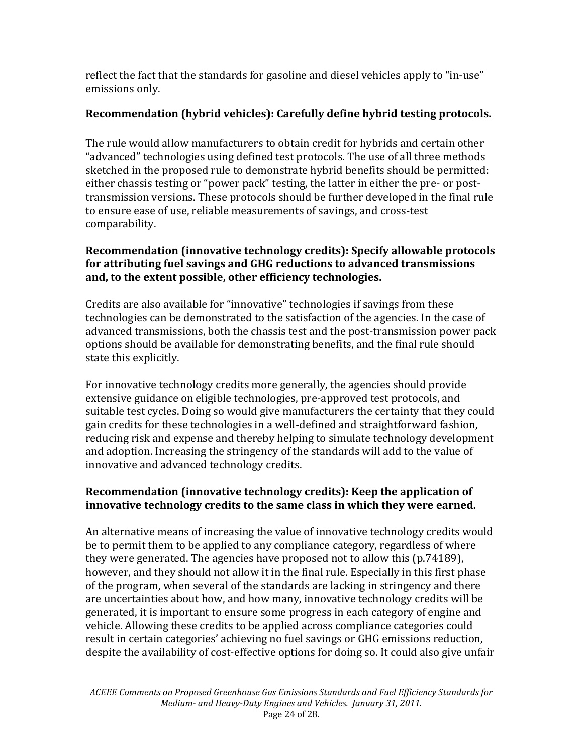reflect the fact that the standards for gasoline and diesel vehicles apply to "in-use" emissions only.

**Recommendation (hybrid vehicles): Carefully define hybrid testing protocols.**

The rule would allow manufacturers to obtain credit for hybrids and certain other "advanced" technologies using defined test protocols. The use of all three methods sketched in the proposed rule to demonstrate hybrid benefits should be permitted: either chassis testing or "power pack" testing, the latter in either the pre- or post-transmission versions. These protocols should be further developed in the final rule to ensure ease of use, reliable measurements of savings, and cross-test comparability.

**Recommendation (innovative technology credits): Specify allowable protocols for attributing fuel savings and GHG reductions to advanced transmissions and, to the extent possible, other efficiency technologies.**

Credits are also available for "innovative" technologies if savings from these technologies can be demonstrated to the satisfaction of the agencies. In the case of advanced transmissions, both the chassis test and the post-transmission power pack options should be available for demonstrating benefits, and the final rule should state this explicitly.

For innovative technology credits more generally, the agencies should provide extensive guidance on eligible technologies, pre-approved test protocols, and suitable test cycles. Doing so would give manufacturers the certainty that they could gain credits for these technologies in a well-defined and straightforward fashion, reducing risk and expense and thereby helping to simulate technology development and adoption. Increasing the stringency of the standards will add to the value of innovative and advanced technology credits.

**Recommendation (innovative technology credits): Keep the application of innovative technology credits to the same class in which they were earned.**

An alternative means of increasing the value of innovative technology credits would be to permit them to be applied to any compliance category, regardless of where they were generated. The agencies have proposed not to allow this (p.74189), however, and they should not allow it in the final rule. Especially in this first phase of the program, when several of the standards are lacking in stringency and there are uncertainties about how, and how many, innovative technology credits will be generated, it is important to ensure some progress in each category of engine and vehicle. Allowing these credits to be applied across compliance categories could result in certain categories' achieving no fuel savings or GHG emissions reduction, despite the availability of cost-effective options for doing so. It could also give unfair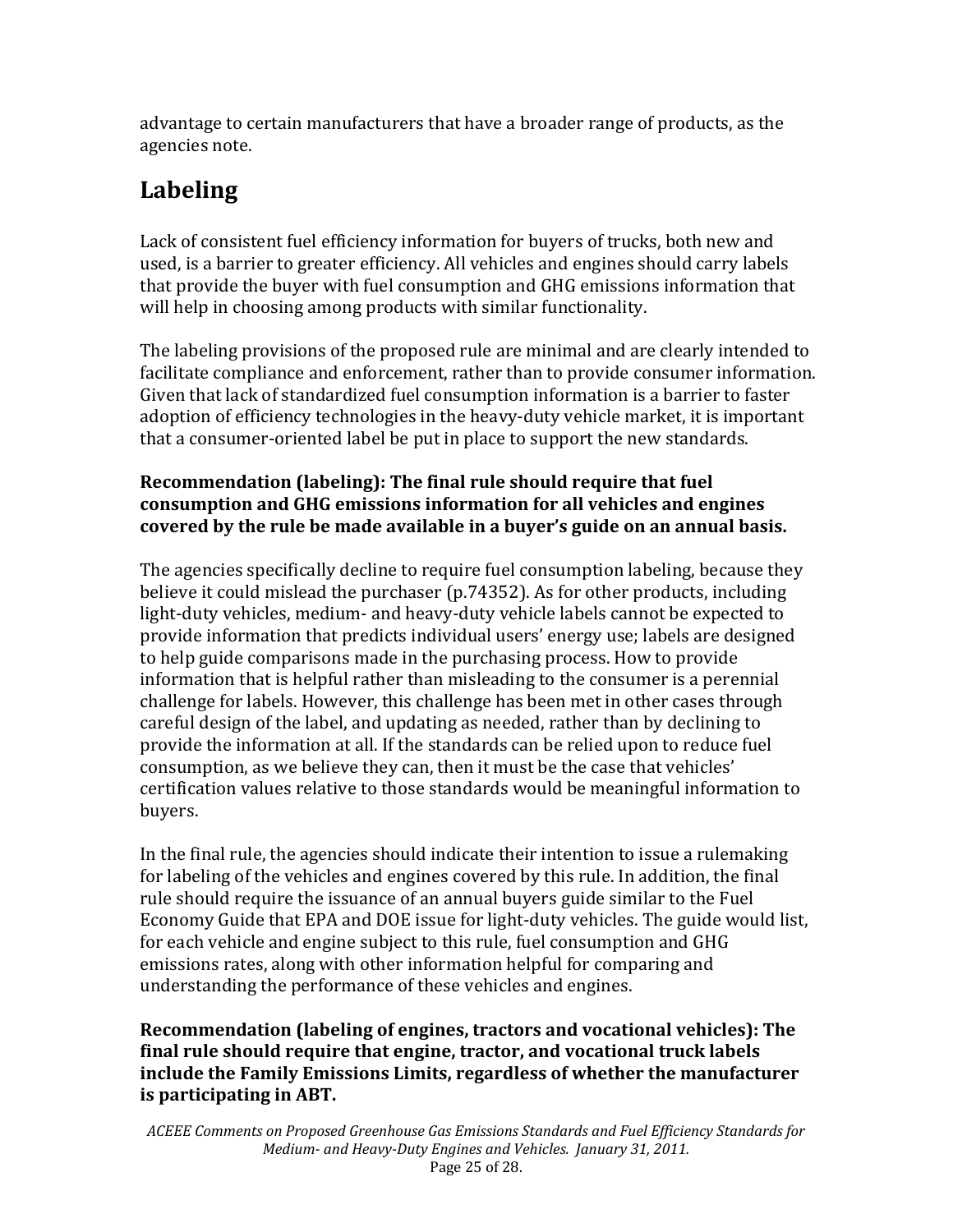advantage to certain manufacturers that have a broader range of products, as the agencies note.

## Labeling

Lack of consistent fuel efficiency information for buyers of trucks, both new and used, is a barrier to greater efficiency. All vehicles and engines should carry labels that provide the buyer with fuel consumption and GHG emissions information that will help in choosing among products with similar functionality.

The labeling provisions of the proposed rule are minimal and are clearly intended to facilitate compliance and enforcement, rather than to provide consumer information. Given that lack of standardized fuel consumption information is a barrier to faster adoption of efficiency technologies in the heavy-duty vehicle market, it is important that a consumer-oriented label be put in place to support the new standards.

**Recommendation (labeling): The final rule should require that fuel consumption and GHG emissions information for all vehicles and engines covered by the rule be made available in a buyer's guide on an annual basis.**

The agencies specifically decline to require fuel consumption labeling, because they believe it could mislead the purchaser (p.74352). As for other products, including light-duty vehicles, medium- and heavy-duty vehicle labels cannot be expected to provide information that predicts individual users' energy use; labels are designed to help guide comparisons made in the purchasing process. How to provide information that is helpful rather than misleading to the consumer is a perennial challenge for labels. However, this challenge has been met in other cases through careful design of the label, and updating as needed, rather than by declining to provide the information at all. If the standards can be relied upon to reduce fuel consumption, as we believe they can, then it must be the case that vehicles' certification values relative to those standards would be meaningful information to buyers.

In the final rule, the agencies should indicate their intention to issue a rulemaking for labeling of the vehicles and engines covered by this rule. In addition, the final rule should require the issuance of an annual buyers guide similar to the Fuel Economy Guide that EPA and DOE issue for light-duty vehicles. The guide would list, for each vehicle and engine subject to this rule, fuel consumption and GHG emissions rates, along with other information helpful for comparing and understanding the performance of these vehicles and engines.

**Recommendation (labeling of engines, tractors and vocational vehicles): The final rule should require that engine, tractor, and vocational truck labels include the Family Emissions Limits, regardless of whether the manufacturer is participating in ABT.**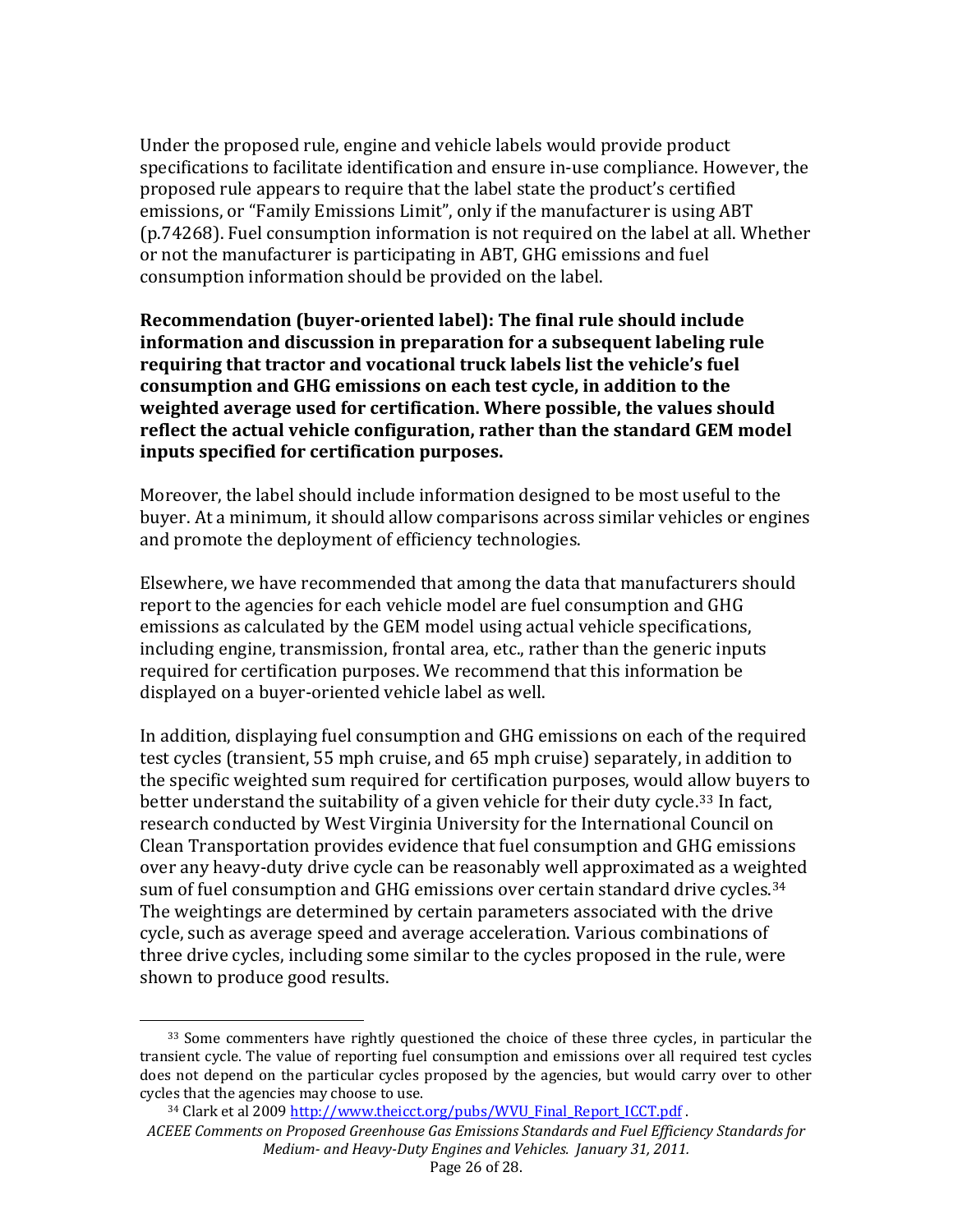Under the proposed rule, engine and vehicle labels would provide product specifications to facilitate identification and ensure in-use compliance. However, the proposed rule appears to require that the label state the product's certified emissions, or "Family Emissions Limit", only if the manufacturer is using ABT (p.74268). Fuel consumption information is not required on the label at all. Whether or not the manufacturer is participating in ABT, GHG emissions and fuel consumption information should be provided on the label.

**Recommendation (buyer-oriented label): The final rule should include information and discussion in preparation for a subsequent labeling rule requiring that tractor and vocational truck labels list the vehicle's fuel consumption and GHG emissions on each test cycle, in addition to the weighted average used for certification. Where possible, the values should reflect the actual vehicle configuration, rather than the standard GEM model inputs specified for certification purposes.**

Moreover, the label should include information designed to be most useful to the buyer. At a minimum, it should allow comparisons across similar vehicles or engines and promote the deployment of efficiency technologies.

Elsewhere, we have recommended that among the data that manufacturers should report to the agencies for each vehicle model are fuel consumption and GHG emissions as calculated by the GEM model using actual vehicle specifications, including engine, transmission, frontal area, etc., rather than the generic inputs required for certification purposes. We recommend that this information be displayed on a buyer-oriented vehicle label as well.

In addition, displaying fuel consumption and GHG emissions on each of the required test cycles (transient, 55 mph cruise, and 65 mph cruise) separately, in addition to the specific weighted sum required for certification purposes, would allow buyers to better understand the suitability of a given vehicle for their duty cycle.[33] In fact, research conducted by West Virginia University for the International Council on Clean Transportation provides evidence that fuel consumption and GHG emissions over any heavy-duty drive cycle can be reasonably well approximated as a weighted sum of fuel consumption and GHG emissions over certain standard drive cycles.[34] The weightings are determined by certain parameters associated with the drive cycle, such as average speed and average acceleration. Various combinations of three drive cycles, including some similar to the cycles proposed in the rule, were shown to produce good results.

---

[33] Some commenters have rightly questioned the choice of these three cycles, in particular the transient cycle. The value of reporting fuel consumption and emissions over all required test cycles does not depend on the particular cycles proposed by the agencies, but would carry over to other cycles that the agencies may choose to use.

[34] Clark et al 2009 http://www.theicct.org/pubs/WVU_Final_Report_ICCT.pdf .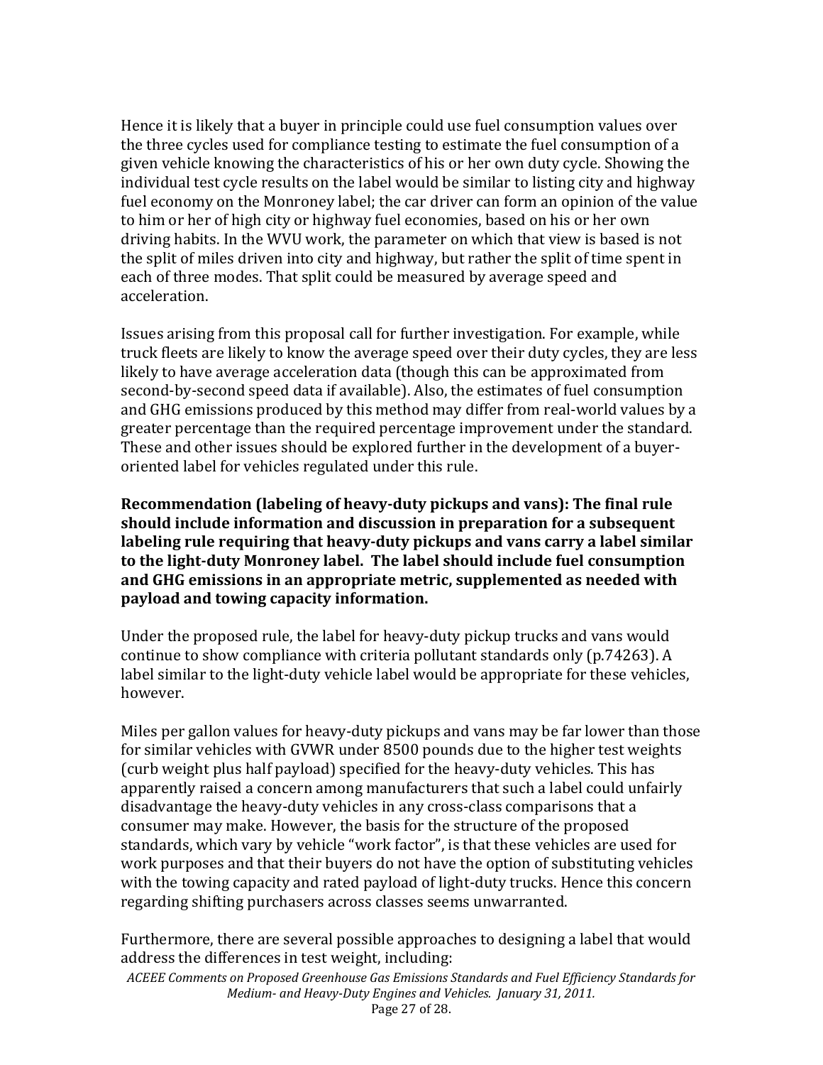Hence it is likely that a buyer in principle could use fuel consumption values over the three cycles used for compliance testing to estimate the fuel consumption of a given vehicle knowing the characteristics of his or her own duty cycle. Showing the individual test cycle results on the label would be similar to listing city and highway fuel economy on the Monroney label; the car driver can form an opinion of the value to him or her of high city or highway fuel economies, based on his or her own driving habits. In the WVU work, the parameter on which that view is based is not the split of miles driven into city and highway, but rather the split of time spent in each of three modes. That split could be measured by average speed and acceleration.

Issues arising from this proposal call for further investigation. For example, while truck fleets are likely to know the average speed over their duty cycles, they are less likely to have average acceleration data (though this can be approximated from second-by-second speed data if available). Also, the estimates of fuel consumption and GHG emissions produced by this method may differ from real-world values by a greater percentage than the required percentage improvement under the standard. These and other issues should be explored further in the development of a buyer-oriented label for vehicles regulated under this rule.

**Recommendation (labeling of heavy-duty pickups and vans): The final rule should include information and discussion in preparation for a subsequent labeling rule requiring that heavy-duty pickups and vans carry a label similar to the light-duty Monroney label. The label should include fuel consumption and GHG emissions in an appropriate metric, supplemented as needed with payload and towing capacity information.**

Under the proposed rule, the label for heavy-duty pickup trucks and vans would continue to show compliance with criteria pollutant standards only (p.74263). A label similar to the light-duty vehicle label would be appropriate for these vehicles, however.

Miles per gallon values for heavy-duty pickups and vans may be far lower than those for similar vehicles with GVWR under 8500 pounds due to the higher test weights (curb weight plus half payload) specified for the heavy-duty vehicles. This has apparently raised a concern among manufacturers that such a label could unfairly disadvantage the heavy-duty vehicles in any cross-class comparisons that a consumer may make. However, the basis for the structure of the proposed standards, which vary by vehicle "work factor", is that these vehicles are used for work purposes and that their buyers do not have the option of substituting vehicles with the towing capacity and rated payload of light-duty trucks. Hence this concern regarding shifting purchasers across classes seems unwarranted.

Furthermore, there are several possible approaches to designing a label that would address the differences in test weight, including: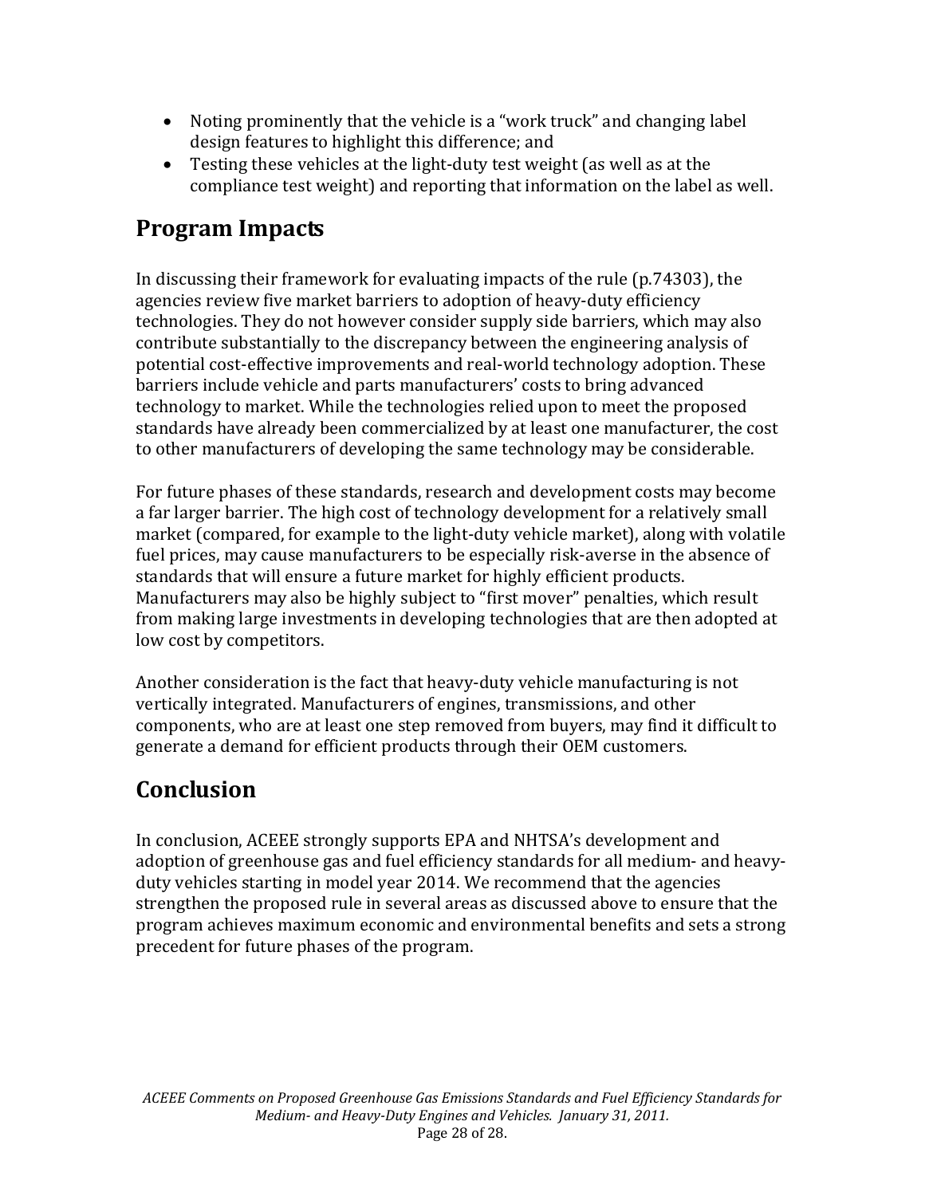- Noting prominently that the vehicle is a "work truck" and changing label design features to highlight this difference; and
- Testing these vehicles at the light-duty test weight (as well as at the compliance test weight) and reporting that information on the label as well.

## Program Impacts

In discussing their framework for evaluating impacts of the rule (p.74303), the agencies review five market barriers to adoption of heavy-duty efficiency technologies. They do not however consider supply side barriers, which may also contribute substantially to the discrepancy between the engineering analysis of potential cost-effective improvements and real-world technology adoption. These barriers include vehicle and parts manufacturers' costs to bring advanced technology to market. While the technologies relied upon to meet the proposed standards have already been commercialized by at least one manufacturer, the cost to other manufacturers of developing the same technology may be considerable.

For future phases of these standards, research and development costs may become a far larger barrier. The high cost of technology development for a relatively small market (compared, for example to the light-duty vehicle market), along with volatile fuel prices, may cause manufacturers to be especially risk-averse in the absence of standards that will ensure a future market for highly efficient products. Manufacturers may also be highly subject to "first mover" penalties, which result from making large investments in developing technologies that are then adopted at low cost by competitors.

Another consideration is the fact that heavy-duty vehicle manufacturing is not vertically integrated. Manufacturers of engines, transmissions, and other components, who are at least one step removed from buyers, may find it difficult to generate a demand for efficient products through their OEM customers.

## Conclusion

In conclusion, ACEEE strongly supports EPA and NHTSA's development and adoption of greenhouse gas and fuel efficiency standards for all medium- and heavy-duty vehicles starting in model year 2014. We recommend that the agencies strengthen the proposed rule in several areas as discussed above to ensure that the program achieves maximum economic and environmental benefits and sets a strong precedent for future phases of the program.